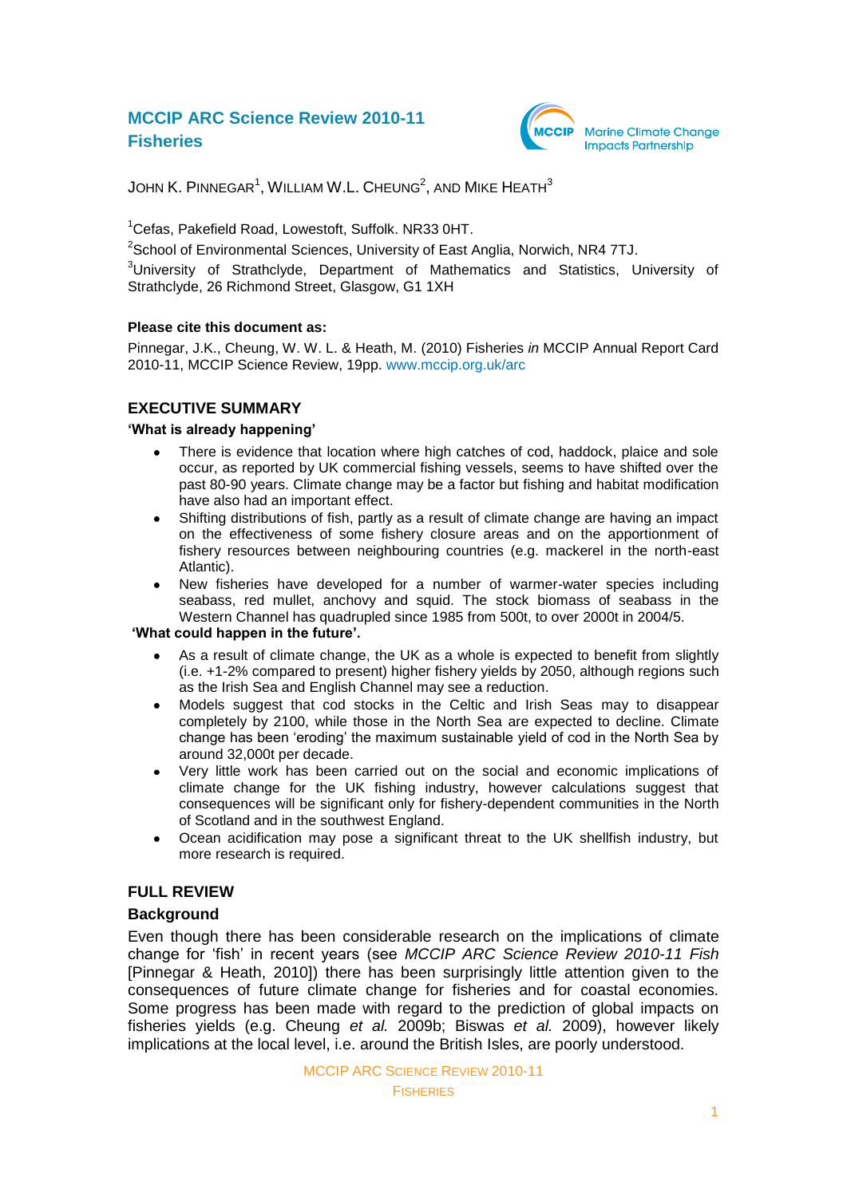# MCCIP ARC Science Review 2010-11
# Fisheries

MCCIP Marine Climate Change Impacts Partnership

JOHN K. PINNEGAR[1], WILLIAM W.L. CHEUNG[2], AND MIKE HEATH[3]

[1]Cefas, Pakefield Road, Lowestoft, Suffolk. NR33 0HT.

[2]School of Environmental Sciences, University of East Anglia, Norwich, NR4 7TJ.

[3]University of Strathclyde, Department of Mathematics and Statistics, University of Strathclyde, 26 Richmond Street, Glasgow, G1 1XH

**Please cite this document as:**

Pinnegar, J.K., Cheung, W. W. L. & Heath, M. (2010) Fisheries *in* MCCIP Annual Report Card 2010-11, MCCIP Science Review, 19pp. www.mccip.org.uk/arc

## EXECUTIVE SUMMARY

**'What is already happening'**

- There is evidence that location where high catches of cod, haddock, plaice and sole occur, as reported by UK commercial fishing vessels, seems to have shifted over the past 80-90 years. Climate change may be a factor but fishing and habitat modification have also had an important effect.
- Shifting distributions of fish, partly as a result of climate change are having an impact on the effectiveness of some fishery closure areas and on the apportionment of fishery resources between neighbouring countries (e.g. mackerel in the north-east Atlantic).
- New fisheries have developed for a number of warmer-water species including seabass, red mullet, anchovy and squid. The stock biomass of seabass in the Western Channel has quadrupled since 1985 from 500t, to over 2000t in 2004/5.

**'What could happen in the future'.**

- As a result of climate change, the UK as a whole is expected to benefit from slightly (i.e. +1-2% compared to present) higher fishery yields by 2050, although regions such as the Irish Sea and English Channel may see a reduction.
- Models suggest that cod stocks in the Celtic and Irish Seas may to disappear completely by 2100, while those in the North Sea are expected to decline. Climate change has been 'eroding' the maximum sustainable yield of cod in the North Sea by around 32,000t per decade.
- Very little work has been carried out on the social and economic implications of climate change for the UK fishing industry, however calculations suggest that consequences will be significant only for fishery-dependent communities in the North of Scotland and in the southwest England.
- Ocean acidification may pose a significant threat to the UK shellfish industry, but more research is required.

## FULL REVIEW

### Background

Even though there has been considerable research on the implications of climate change for 'fish' in recent years (see *MCCIP ARC Science Review 2010-11 Fish* [Pinnegar & Heath, 2010]) there has been surprisingly little attention given to the consequences of future climate change for fisheries and for coastal economies. Some progress has been made with regard to the prediction of global impacts on fisheries yields (e.g. Cheung *et al.* 2009b; Biswas *et al.* 2009), however likely implications at the local level, i.e. around the British Isles, are poorly understood.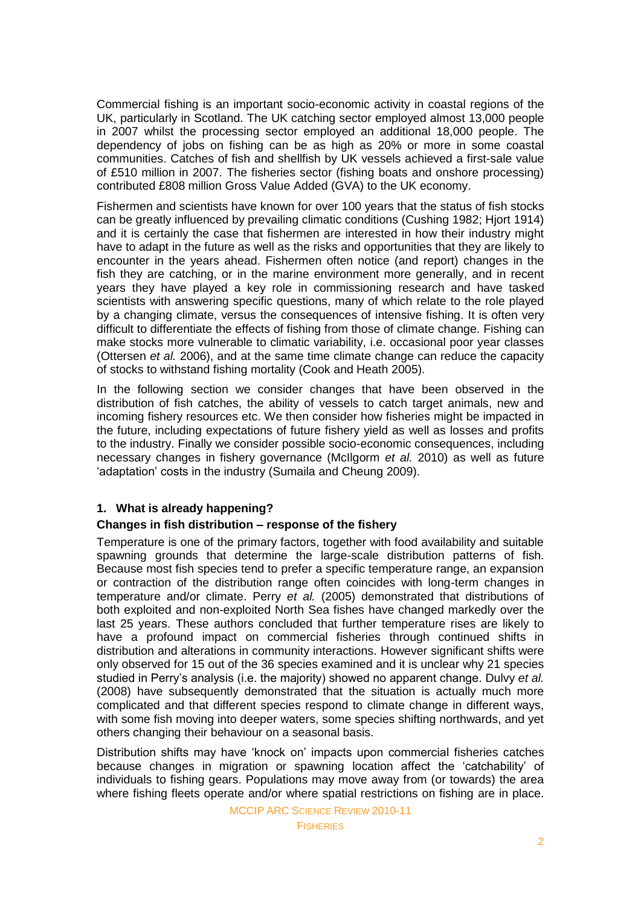Commercial fishing is an important socio-economic activity in coastal regions of the UK, particularly in Scotland. The UK catching sector employed almost 13,000 people in 2007 whilst the processing sector employed an additional 18,000 people. The dependency of jobs on fishing can be as high as 20% or more in some coastal communities. Catches of fish and shellfish by UK vessels achieved a first-sale value of £510 million in 2007. The fisheries sector (fishing boats and onshore processing) contributed £808 million Gross Value Added (GVA) to the UK economy.

Fishermen and scientists have known for over 100 years that the status of fish stocks can be greatly influenced by prevailing climatic conditions (Cushing 1982; Hjort 1914) and it is certainly the case that fishermen are interested in how their industry might have to adapt in the future as well as the risks and opportunities that they are likely to encounter in the years ahead. Fishermen often notice (and report) changes in the fish they are catching, or in the marine environment more generally, and in recent years they have played a key role in commissioning research and have tasked scientists with answering specific questions, many of which relate to the role played by a changing climate, versus the consequences of intensive fishing. It is often very difficult to differentiate the effects of fishing from those of climate change. Fishing can make stocks more vulnerable to climatic variability, i.e. occasional poor year classes (Ottersen *et al.* 2006), and at the same time climate change can reduce the capacity of stocks to withstand fishing mortality (Cook and Heath 2005).

In the following section we consider changes that have been observed in the distribution of fish catches, the ability of vessels to catch target animals, new and incoming fishery resources etc. We then consider how fisheries might be impacted in the future, including expectations of future fishery yield as well as losses and profits to the industry. Finally we consider possible socio-economic consequences, including necessary changes in fishery governance (McIlgorm *et al.* 2010) as well as future 'adaptation' costs in the industry (Sumaila and Cheung 2009).

## 1. What is already happening?

### Changes in fish distribution – response of the fishery

Temperature is one of the primary factors, together with food availability and suitable spawning grounds that determine the large-scale distribution patterns of fish. Because most fish species tend to prefer a specific temperature range, an expansion or contraction of the distribution range often coincides with long-term changes in temperature and/or climate. Perry *et al.* (2005) demonstrated that distributions of both exploited and non-exploited North Sea fishes have changed markedly over the last 25 years. These authors concluded that further temperature rises are likely to have a profound impact on commercial fisheries through continued shifts in distribution and alterations in community interactions. However significant shifts were only observed for 15 out of the 36 species examined and it is unclear why 21 species studied in Perry's analysis (i.e. the majority) showed no apparent change. Dulvy *et al.* (2008) have subsequently demonstrated that the situation is actually much more complicated and that different species respond to climate change in different ways, with some fish moving into deeper waters, some species shifting northwards, and yet others changing their behaviour on a seasonal basis.

Distribution shifts may have 'knock on' impacts upon commercial fisheries catches because changes in migration or spawning location affect the 'catchability' of individuals to fishing gears. Populations may move away from (or towards) the area where fishing fleets operate and/or where spatial restrictions on fishing are in place.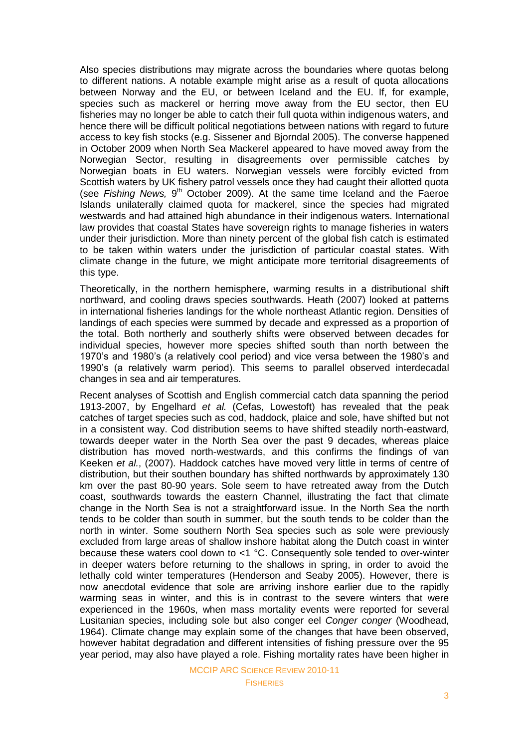Also species distributions may migrate across the boundaries where quotas belong to different nations. A notable example might arise as a result of quota allocations between Norway and the EU, or between Iceland and the EU. If, for example, species such as mackerel or herring move away from the EU sector, then EU fisheries may no longer be able to catch their full quota within indigenous waters, and hence there will be difficult political negotiations between nations with regard to future access to key fish stocks (e.g. Sissener and Bjorndal 2005). The converse happened in October 2009 when North Sea Mackerel appeared to have moved away from the Norwegian Sector, resulting in disagreements over permissible catches by Norwegian boats in EU waters. Norwegian vessels were forcibly evicted from Scottish waters by UK fishery patrol vessels once they had caught their allotted quota (see *Fishing News,* 9th October 2009). At the same time Iceland and the Faeroe Islands unilaterally claimed quota for mackerel, since the species had migrated westwards and had attained high abundance in their indigenous waters. International law provides that coastal States have sovereign rights to manage fisheries in waters under their jurisdiction. More than ninety percent of the global fish catch is estimated to be taken within waters under the jurisdiction of particular coastal states. With climate change in the future, we might anticipate more territorial disagreements of this type.

Theoretically, in the northern hemisphere, warming results in a distributional shift northward, and cooling draws species southwards. Heath (2007) looked at patterns in international fisheries landings for the whole northeast Atlantic region. Densities of landings of each species were summed by decade and expressed as a proportion of the total. Both northerly and southerly shifts were observed between decades for individual species, however more species shifted south than north between the 1970's and 1980's (a relatively cool period) and vice versa between the 1980's and 1990's (a relatively warm period). This seems to parallel observed interdecadal changes in sea and air temperatures.

Recent analyses of Scottish and English commercial catch data spanning the period 1913-2007, by Engelhard *et al.* (Cefas, Lowestoft) has revealed that the peak catches of target species such as cod, haddock, plaice and sole, have shifted but not in a consistent way. Cod distribution seems to have shifted steadily north-eastward, towards deeper water in the North Sea over the past 9 decades, whereas plaice distribution has moved north-westwards, and this confirms the findings of van Keeken *et al.*, (2007). Haddock catches have moved very little in terms of centre of distribution, but their southen boundary has shifted northwards by approximately 130 km over the past 80-90 years. Sole seem to have retreated away from the Dutch coast, southwards towards the eastern Channel, illustrating the fact that climate change in the North Sea is not a straightforward issue. In the North Sea the north tends to be colder than south in summer, but the south tends to be colder than the north in winter. Some southern North Sea species such as sole were previously excluded from large areas of shallow inshore habitat along the Dutch coast in winter because these waters cool down to <1 °C. Consequently sole tended to over-winter in deeper waters before returning to the shallows in spring, in order to avoid the lethally cold winter temperatures (Henderson and Seaby 2005). However, there is now anecdotal evidence that sole are arriving inshore earlier due to the rapidly warming seas in winter, and this is in contrast to the severe winters that were experienced in the 1960s, when mass mortality events were reported for several Lusitanian species, including sole but also conger eel *Conger conger* (Woodhead, 1964). Climate change may explain some of the changes that have been observed, however habitat degradation and different intensities of fishing pressure over the 95 year period, may also have played a role. Fishing mortality rates have been higher in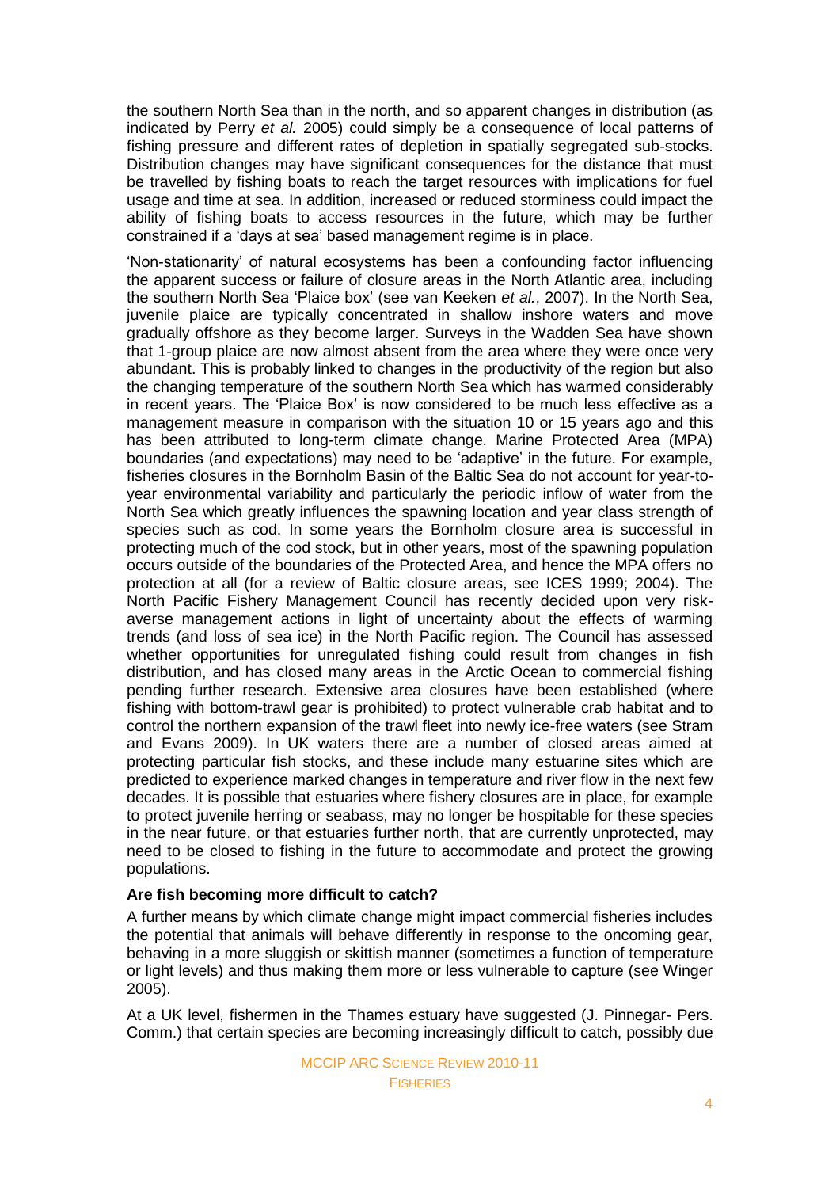the southern North Sea than in the north, and so apparent changes in distribution (as indicated by Perry *et al.* 2005) could simply be a consequence of local patterns of fishing pressure and different rates of depletion in spatially segregated sub-stocks. Distribution changes may have significant consequences for the distance that must be travelled by fishing boats to reach the target resources with implications for fuel usage and time at sea. In addition, increased or reduced storminess could impact the ability of fishing boats to access resources in the future, which may be further constrained if a 'days at sea' based management regime is in place.

'Non-stationarity' of natural ecosystems has been a confounding factor influencing the apparent success or failure of closure areas in the North Atlantic area, including the southern North Sea 'Plaice box' (see van Keeken *et al.*, 2007). In the North Sea, juvenile plaice are typically concentrated in shallow inshore waters and move gradually offshore as they become larger. Surveys in the Wadden Sea have shown that 1-group plaice are now almost absent from the area where they were once very abundant. This is probably linked to changes in the productivity of the region but also the changing temperature of the southern North Sea which has warmed considerably in recent years. The 'Plaice Box' is now considered to be much less effective as a management measure in comparison with the situation 10 or 15 years ago and this has been attributed to long-term climate change. Marine Protected Area (MPA) boundaries (and expectations) may need to be 'adaptive' in the future. For example, fisheries closures in the Bornholm Basin of the Baltic Sea do not account for year-to-year environmental variability and particularly the periodic inflow of water from the North Sea which greatly influences the spawning location and year class strength of species such as cod. In some years the Bornholm closure area is successful in protecting much of the cod stock, but in other years, most of the spawning population occurs outside of the boundaries of the Protected Area, and hence the MPA offers no protection at all (for a review of Baltic closure areas, see ICES 1999; 2004). The North Pacific Fishery Management Council has recently decided upon very risk-averse management actions in light of uncertainty about the effects of warming trends (and loss of sea ice) in the North Pacific region. The Council has assessed whether opportunities for unregulated fishing could result from changes in fish distribution, and has closed many areas in the Arctic Ocean to commercial fishing pending further research. Extensive area closures have been established (where fishing with bottom-trawl gear is prohibited) to protect vulnerable crab habitat and to control the northern expansion of the trawl fleet into newly ice-free waters (see Stram and Evans 2009). In UK waters there are a number of closed areas aimed at protecting particular fish stocks, and these include many estuarine sites which are predicted to experience marked changes in temperature and river flow in the next few decades. It is possible that estuaries where fishery closures are in place, for example to protect juvenile herring or seabass, may no longer be hospitable for these species in the near future, or that estuaries further north, that are currently unprotected, may need to be closed to fishing in the future to accommodate and protect the growing populations.

**Are fish becoming more difficult to catch?**

A further means by which climate change might impact commercial fisheries includes the potential that animals will behave differently in response to the oncoming gear, behaving in a more sluggish or skittish manner (sometimes a function of temperature or light levels) and thus making them more or less vulnerable to capture (see Winger 2005).

At a UK level, fishermen in the Thames estuary have suggested (J. Pinnegar- Pers. Comm.) that certain species are becoming increasingly difficult to catch, possibly due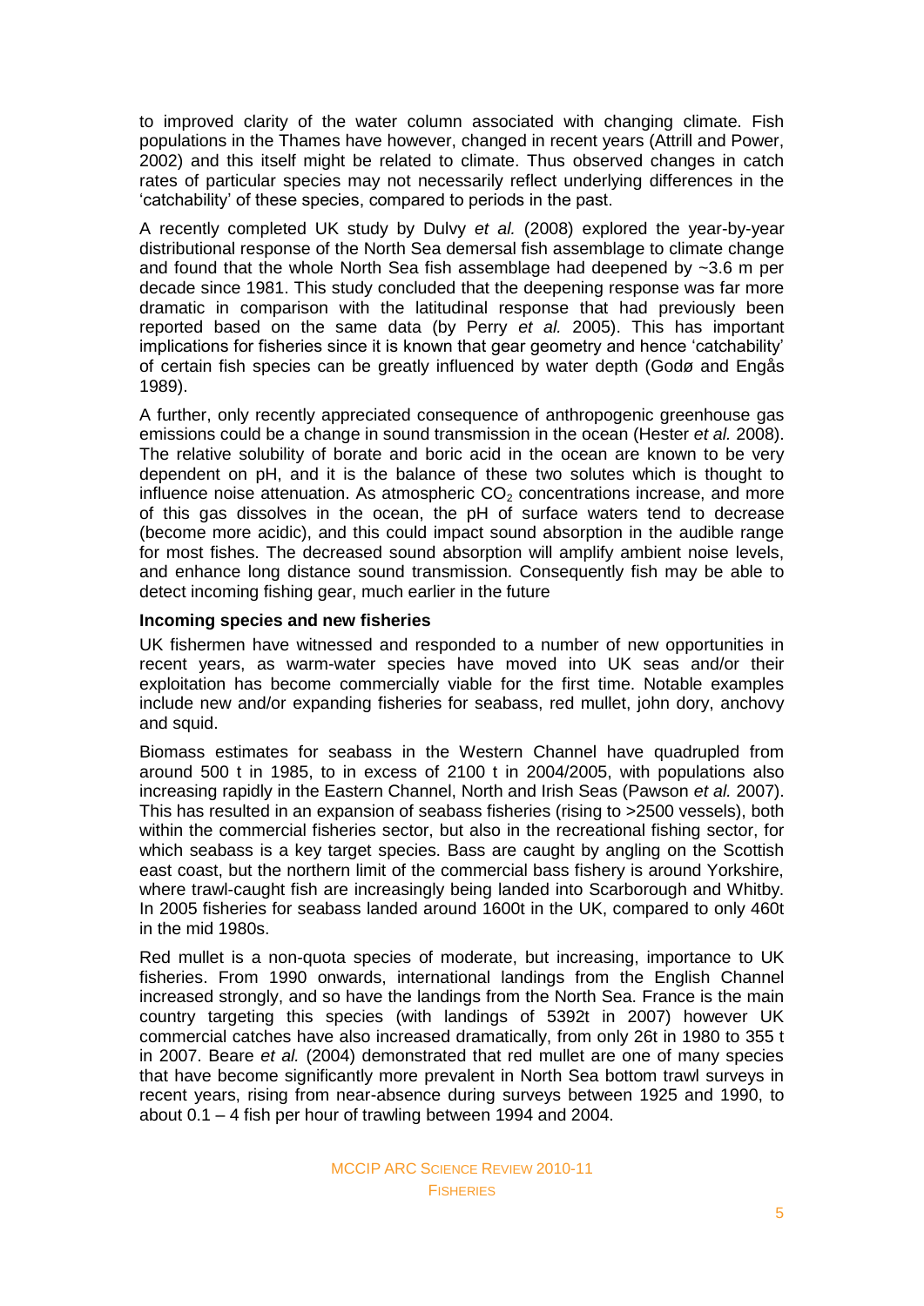to improved clarity of the water column associated with changing climate. Fish populations in the Thames have however, changed in recent years (Attrill and Power, 2002) and this itself might be related to climate. Thus observed changes in catch rates of particular species may not necessarily reflect underlying differences in the 'catchability' of these species, compared to periods in the past.

A recently completed UK study by Dulvy *et al.* (2008) explored the year-by-year distributional response of the North Sea demersal fish assemblage to climate change and found that the whole North Sea fish assemblage had deepened by ~3.6 m per decade since 1981. This study concluded that the deepening response was far more dramatic in comparison with the latitudinal response that had previously been reported based on the same data (by Perry *et al.* 2005). This has important implications for fisheries since it is known that gear geometry and hence 'catchability' of certain fish species can be greatly influenced by water depth (Godø and Engås 1989).

A further, only recently appreciated consequence of anthropogenic greenhouse gas emissions could be a change in sound transmission in the ocean (Hester *et al.* 2008). The relative solubility of borate and boric acid in the ocean are known to be very dependent on pH, and it is the balance of these two solutes which is thought to influence noise attenuation. As atmospheric $CO_2$ concentrations increase, and more of this gas dissolves in the ocean, the pH of surface waters tend to decrease (become more acidic), and this could impact sound absorption in the audible range for most fishes. The decreased sound absorption will amplify ambient noise levels, and enhance long distance sound transmission. Consequently fish may be able to detect incoming fishing gear, much earlier in the future

**Incoming species and new fisheries**

UK fishermen have witnessed and responded to a number of new opportunities in recent years, as warm-water species have moved into UK seas and/or their exploitation has become commercially viable for the first time. Notable examples include new and/or expanding fisheries for seabass, red mullet, john dory, anchovy and squid.

Biomass estimates for seabass in the Western Channel have quadrupled from around 500 t in 1985, to in excess of 2100 t in 2004/2005, with populations also increasing rapidly in the Eastern Channel, North and Irish Seas (Pawson *et al.* 2007). This has resulted in an expansion of seabass fisheries (rising to >2500 vessels), both within the commercial fisheries sector, but also in the recreational fishing sector, for which seabass is a key target species. Bass are caught by angling on the Scottish east coast, but the northern limit of the commercial bass fishery is around Yorkshire, where trawl-caught fish are increasingly being landed into Scarborough and Whitby. In 2005 fisheries for seabass landed around 1600t in the UK, compared to only 460t in the mid 1980s.

Red mullet is a non-quota species of moderate, but increasing, importance to UK fisheries. From 1990 onwards, international landings from the English Channel increased strongly, and so have the landings from the North Sea. France is the main country targeting this species (with landings of 5392t in 2007) however UK commercial catches have also increased dramatically, from only 26t in 1980 to 355 t in 2007. Beare *et al.* (2004) demonstrated that red mullet are one of many species that have become significantly more prevalent in North Sea bottom trawl surveys in recent years, rising from near-absence during surveys between 1925 and 1990, to about 0.1 – 4 fish per hour of trawling between 1994 and 2004.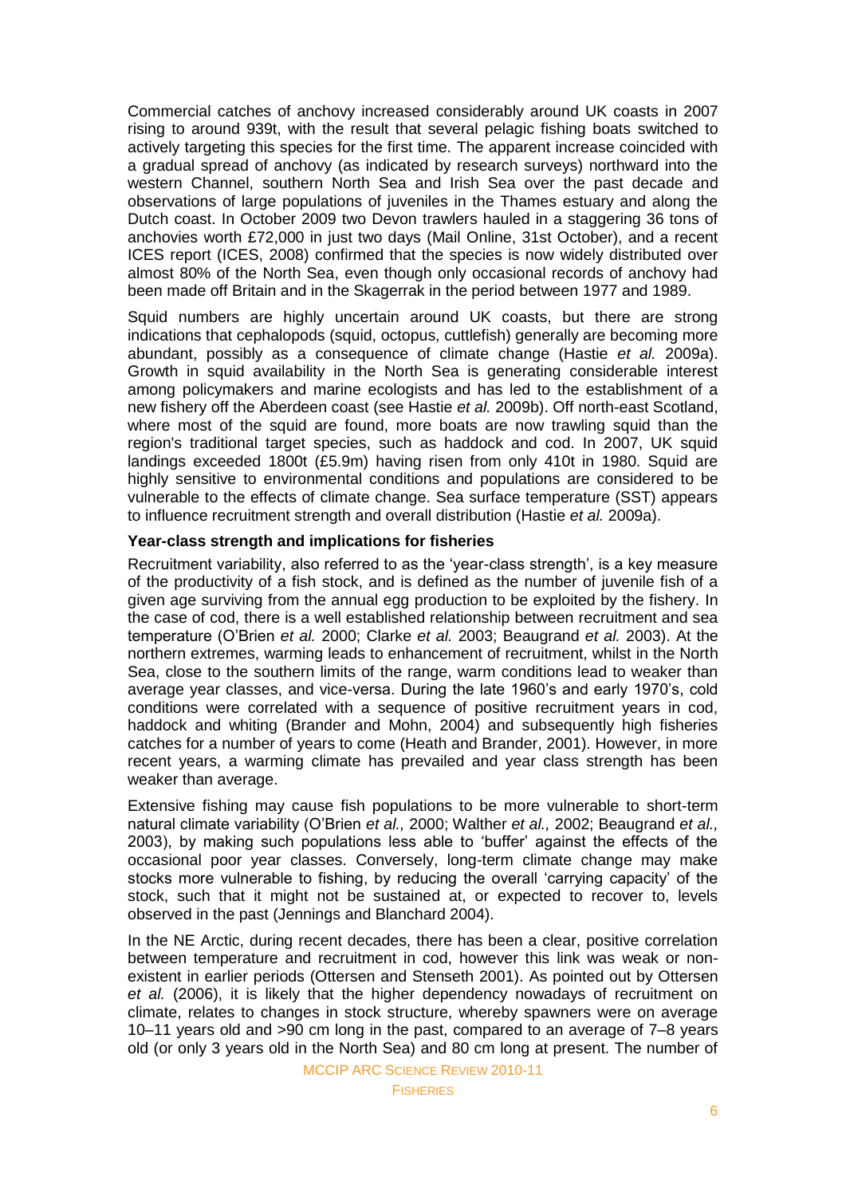Commercial catches of anchovy increased considerably around UK coasts in 2007 rising to around 939t, with the result that several pelagic fishing boats switched to actively targeting this species for the first time. The apparent increase coincided with a gradual spread of anchovy (as indicated by research surveys) northward into the western Channel, southern North Sea and Irish Sea over the past decade and observations of large populations of juveniles in the Thames estuary and along the Dutch coast. In October 2009 two Devon trawlers hauled in a staggering 36 tons of anchovies worth £72,000 in just two days (Mail Online, 31st October), and a recent ICES report (ICES, 2008) confirmed that the species is now widely distributed over almost 80% of the North Sea, even though only occasional records of anchovy had been made off Britain and in the Skagerrak in the period between 1977 and 1989.

Squid numbers are highly uncertain around UK coasts, but there are strong indications that cephalopods (squid, octopus, cuttlefish) generally are becoming more abundant, possibly as a consequence of climate change (Hastie *et al.* 2009a). Growth in squid availability in the North Sea is generating considerable interest among policymakers and marine ecologists and has led to the establishment of a new fishery off the Aberdeen coast (see Hastie *et al.* 2009b). Off north-east Scotland, where most of the squid are found, more boats are now trawling squid than the region's traditional target species, such as haddock and cod. In 2007, UK squid landings exceeded 1800t (£5.9m) having risen from only 410t in 1980. Squid are highly sensitive to environmental conditions and populations are considered to be vulnerable to the effects of climate change. Sea surface temperature (SST) appears to influence recruitment strength and overall distribution (Hastie *et al.* 2009a).

**Year-class strength and implications for fisheries**

Recruitment variability, also referred to as the 'year-class strength', is a key measure of the productivity of a fish stock, and is defined as the number of juvenile fish of a given age surviving from the annual egg production to be exploited by the fishery. In the case of cod, there is a well established relationship between recruitment and sea temperature (O'Brien *et al.* 2000; Clarke *et al.* 2003; Beaugrand *et al.* 2003). At the northern extremes, warming leads to enhancement of recruitment, whilst in the North Sea, close to the southern limits of the range, warm conditions lead to weaker than average year classes, and vice-versa. During the late 1960's and early 1970's, cold conditions were correlated with a sequence of positive recruitment years in cod, haddock and whiting (Brander and Mohn, 2004) and subsequently high fisheries catches for a number of years to come (Heath and Brander, 2001). However, in more recent years, a warming climate has prevailed and year class strength has been weaker than average.

Extensive fishing may cause fish populations to be more vulnerable to short-term natural climate variability (O'Brien *et al.,* 2000; Walther *et al.,* 2002; Beaugrand *et al.,* 2003), by making such populations less able to 'buffer' against the effects of the occasional poor year classes. Conversely, long-term climate change may make stocks more vulnerable to fishing, by reducing the overall 'carrying capacity' of the stock, such that it might not be sustained at, or expected to recover to, levels observed in the past (Jennings and Blanchard 2004).

In the NE Arctic, during recent decades, there has been a clear, positive correlation between temperature and recruitment in cod, however this link was weak or non-existent in earlier periods (Ottersen and Stenseth 2001). As pointed out by Ottersen *et al.* (2006), it is likely that the higher dependency nowadays of recruitment on climate, relates to changes in stock structure, whereby spawners were on average 10–11 years old and >90 cm long in the past, compared to an average of 7–8 years old (or only 3 years old in the North Sea) and 80 cm long at present. The number of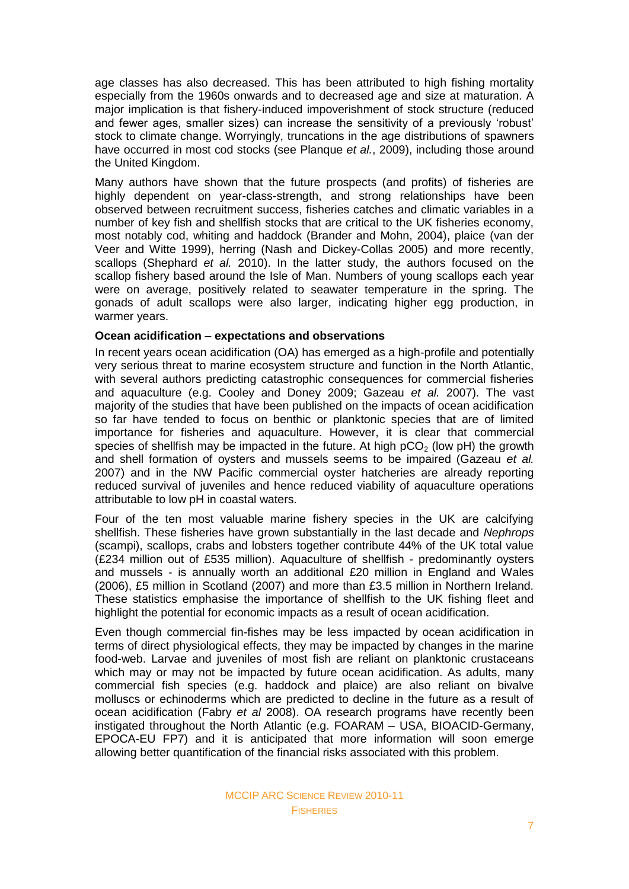age classes has also decreased. This has been attributed to high fishing mortality especially from the 1960s onwards and to decreased age and size at maturation. A major implication is that fishery-induced impoverishment of stock structure (reduced and fewer ages, smaller sizes) can increase the sensitivity of a previously 'robust' stock to climate change. Worryingly, truncations in the age distributions of spawners have occurred in most cod stocks (see Planque *et al.*, 2009), including those around the United Kingdom.

Many authors have shown that the future prospects (and profits) of fisheries are highly dependent on year-class-strength, and strong relationships have been observed between recruitment success, fisheries catches and climatic variables in a number of key fish and shellfish stocks that are critical to the UK fisheries economy, most notably cod, whiting and haddock (Brander and Mohn, 2004), plaice (van der Veer and Witte 1999), herring (Nash and Dickey-Collas 2005) and more recently, scallops (Shephard *et al.* 2010). In the latter study, the authors focused on the scallop fishery based around the Isle of Man. Numbers of young scallops each year were on average, positively related to seawater temperature in the spring. The gonads of adult scallops were also larger, indicating higher egg production, in warmer years.

**Ocean acidification – expectations and observations**

In recent years ocean acidification (OA) has emerged as a high-profile and potentially very serious threat to marine ecosystem structure and function in the North Atlantic, with several authors predicting catastrophic consequences for commercial fisheries and aquaculture (e.g. Cooley and Doney 2009; Gazeau *et al.* 2007). The vast majority of the studies that have been published on the impacts of ocean acidification so far have tended to focus on benthic or planktonic species that are of limited importance for fisheries and aquaculture. However, it is clear that commercial species of shellfish may be impacted in the future. At high $pCO_2$ (low pH) the growth and shell formation of oysters and mussels seems to be impaired (Gazeau *et al.* 2007) and in the NW Pacific commercial oyster hatcheries are already reporting reduced survival of juveniles and hence reduced viability of aquaculture operations attributable to low pH in coastal waters.

Four of the ten most valuable marine fishery species in the UK are calcifying shellfish. These fisheries have grown substantially in the last decade and *Nephrops* (scampi), scallops, crabs and lobsters together contribute 44% of the UK total value (£234 million out of £535 million). Aquaculture of shellfish - predominantly oysters and mussels - is annually worth an additional £20 million in England and Wales (2006), £5 million in Scotland (2007) and more than £3.5 million in Northern Ireland. These statistics emphasise the importance of shellfish to the UK fishing fleet and highlight the potential for economic impacts as a result of ocean acidification.

Even though commercial fin-fishes may be less impacted by ocean acidification in terms of direct physiological effects, they may be impacted by changes in the marine food-web. Larvae and juveniles of most fish are reliant on planktonic crustaceans which may or may not be impacted by future ocean acidification. As adults, many commercial fish species (e.g. haddock and plaice) are also reliant on bivalve molluscs or echinoderms which are predicted to decline in the future as a result of ocean acidification (Fabry *et al* 2008). OA research programs have recently been instigated throughout the North Atlantic (e.g. FOARAM – USA, BIOACID-Germany, EPOCA-EU FP7) and it is anticipated that more information will soon emerge allowing better quantification of the financial risks associated with this problem.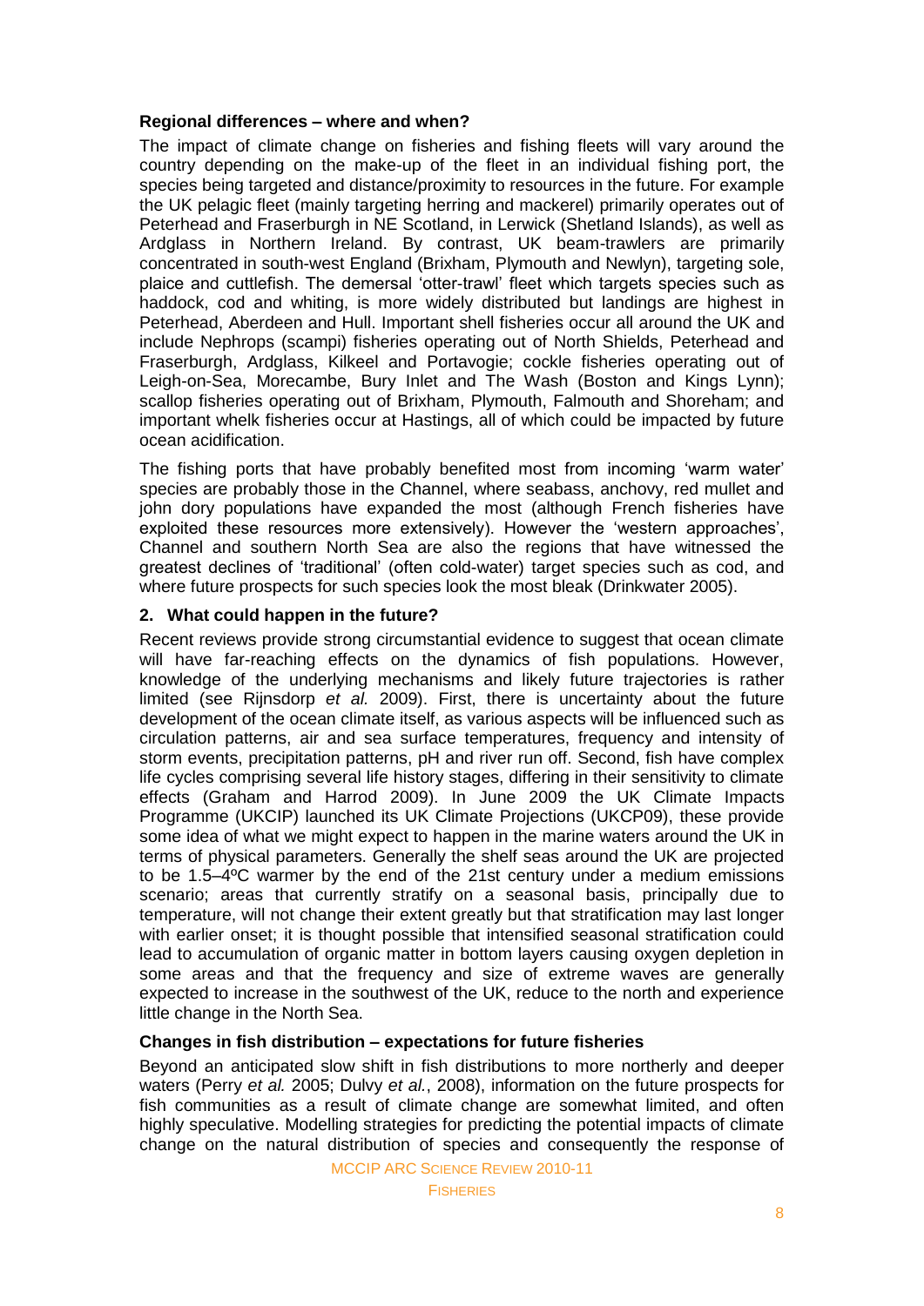**Regional differences – where and when?**

The impact of climate change on fisheries and fishing fleets will vary around the country depending on the make-up of the fleet in an individual fishing port, the species being targeted and distance/proximity to resources in the future. For example the UK pelagic fleet (mainly targeting herring and mackerel) primarily operates out of Peterhead and Fraserburgh in NE Scotland, in Lerwick (Shetland Islands), as well as Ardglass in Northern Ireland. By contrast, UK beam-trawlers are primarily concentrated in south-west England (Brixham, Plymouth and Newlyn), targeting sole, plaice and cuttlefish. The demersal 'otter-trawl' fleet which targets species such as haddock, cod and whiting, is more widely distributed but landings are highest in Peterhead, Aberdeen and Hull. Important shell fisheries occur all around the UK and include Nephrops (scampi) fisheries operating out of North Shields, Peterhead and Fraserburgh, Ardglass, Kilkeel and Portavogie; cockle fisheries operating out of Leigh-on-Sea, Morecambe, Bury Inlet and The Wash (Boston and Kings Lynn); scallop fisheries operating out of Brixham, Plymouth, Falmouth and Shoreham; and important whelk fisheries occur at Hastings, all of which could be impacted by future ocean acidification.

The fishing ports that have probably benefited most from incoming 'warm water' species are probably those in the Channel, where seabass, anchovy, red mullet and john dory populations have expanded the most (although French fisheries have exploited these resources more extensively). However the 'western approaches', Channel and southern North Sea are also the regions that have witnessed the greatest declines of 'traditional' (often cold-water) target species such as cod, and where future prospects for such species look the most bleak (Drinkwater 2005).

## 2. What could happen in the future?

Recent reviews provide strong circumstantial evidence to suggest that ocean climate will have far-reaching effects on the dynamics of fish populations. However, knowledge of the underlying mechanisms and likely future trajectories is rather limited (see Rijnsdorp *et al.* 2009). First, there is uncertainty about the future development of the ocean climate itself, as various aspects will be influenced such as circulation patterns, air and sea surface temperatures, frequency and intensity of storm events, precipitation patterns, pH and river run off. Second, fish have complex life cycles comprising several life history stages, differing in their sensitivity to climate effects (Graham and Harrod 2009). In June 2009 the UK Climate Impacts Programme (UKCIP) launched its UK Climate Projections (UKCP09), these provide some idea of what we might expect to happen in the marine waters around the UK in terms of physical parameters. Generally the shelf seas around the UK are projected to be 1.5–4ºC warmer by the end of the 21st century under a medium emissions scenario; areas that currently stratify on a seasonal basis, principally due to temperature, will not change their extent greatly but that stratification may last longer with earlier onset; it is thought possible that intensified seasonal stratification could lead to accumulation of organic matter in bottom layers causing oxygen depletion in some areas and that the frequency and size of extreme waves are generally expected to increase in the southwest of the UK, reduce to the north and experience little change in the North Sea.

**Changes in fish distribution – expectations for future fisheries**

Beyond an anticipated slow shift in fish distributions to more northerly and deeper waters (Perry *et al.* 2005; Dulvy *et al.*, 2008), information on the future prospects for fish communities as a result of climate change are somewhat limited, and often highly speculative. Modelling strategies for predicting the potential impacts of climate change on the natural distribution of species and consequently the response of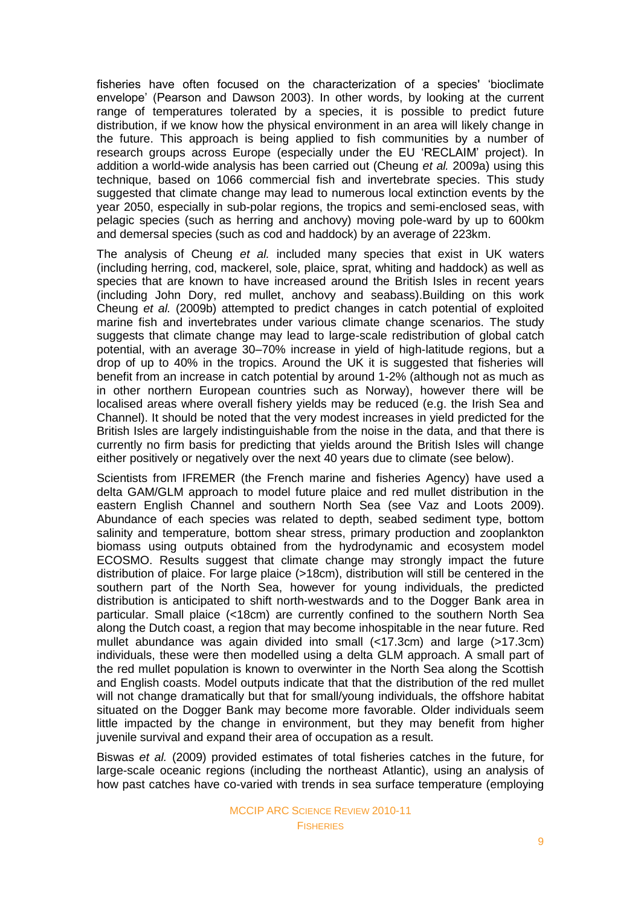fisheries have often focused on the characterization of a species' 'bioclimate envelope' (Pearson and Dawson 2003). In other words, by looking at the current range of temperatures tolerated by a species, it is possible to predict future distribution, if we know how the physical environment in an area will likely change in the future. This approach is being applied to fish communities by a number of research groups across Europe (especially under the EU 'RECLAIM' project). In addition a world-wide analysis has been carried out (Cheung *et al.* 2009a) using this technique, based on 1066 commercial fish and invertebrate species. This study suggested that climate change may lead to numerous local extinction events by the year 2050, especially in sub-polar regions, the tropics and semi-enclosed seas, with pelagic species (such as herring and anchovy) moving pole-ward by up to 600km and demersal species (such as cod and haddock) by an average of 223km.

The analysis of Cheung *et al.* included many species that exist in UK waters (including herring, cod, mackerel, sole, plaice, sprat, whiting and haddock) as well as species that are known to have increased around the British Isles in recent years (including John Dory, red mullet, anchovy and seabass).Building on this work Cheung *et al.* (2009b) attempted to predict changes in catch potential of exploited marine fish and invertebrates under various climate change scenarios. The study suggests that climate change may lead to large-scale redistribution of global catch potential, with an average 30–70% increase in yield of high-latitude regions, but a drop of up to 40% in the tropics. Around the UK it is suggested that fisheries will benefit from an increase in catch potential by around 1-2% (although not as much as in other northern European countries such as Norway), however there will be localised areas where overall fishery yields may be reduced (e.g. the Irish Sea and Channel). It should be noted that the very modest increases in yield predicted for the British Isles are largely indistinguishable from the noise in the data, and that there is currently no firm basis for predicting that yields around the British Isles will change either positively or negatively over the next 40 years due to climate (see below).

Scientists from IFREMER (the French marine and fisheries Agency) have used a delta GAM/GLM approach to model future plaice and red mullet distribution in the eastern English Channel and southern North Sea (see Vaz and Loots 2009). Abundance of each species was related to depth, seabed sediment type, bottom salinity and temperature, bottom shear stress, primary production and zooplankton biomass using outputs obtained from the hydrodynamic and ecosystem model ECOSMO. Results suggest that climate change may strongly impact the future distribution of plaice. For large plaice (>18cm), distribution will still be centered in the southern part of the North Sea, however for young individuals, the predicted distribution is anticipated to shift north-westwards and to the Dogger Bank area in particular. Small plaice (<18cm) are currently confined to the southern North Sea along the Dutch coast, a region that may become inhospitable in the near future. Red mullet abundance was again divided into small (<17.3cm) and large (>17.3cm) individuals, these were then modelled using a delta GLM approach. A small part of the red mullet population is known to overwinter in the North Sea along the Scottish and English coasts. Model outputs indicate that that the distribution of the red mullet will not change dramatically but that for small/young individuals, the offshore habitat situated on the Dogger Bank may become more favorable. Older individuals seem little impacted by the change in environment, but they may benefit from higher juvenile survival and expand their area of occupation as a result.

Biswas *et al.* (2009) provided estimates of total fisheries catches in the future, for large-scale oceanic regions (including the northeast Atlantic), using an analysis of how past catches have co-varied with trends in sea surface temperature (employing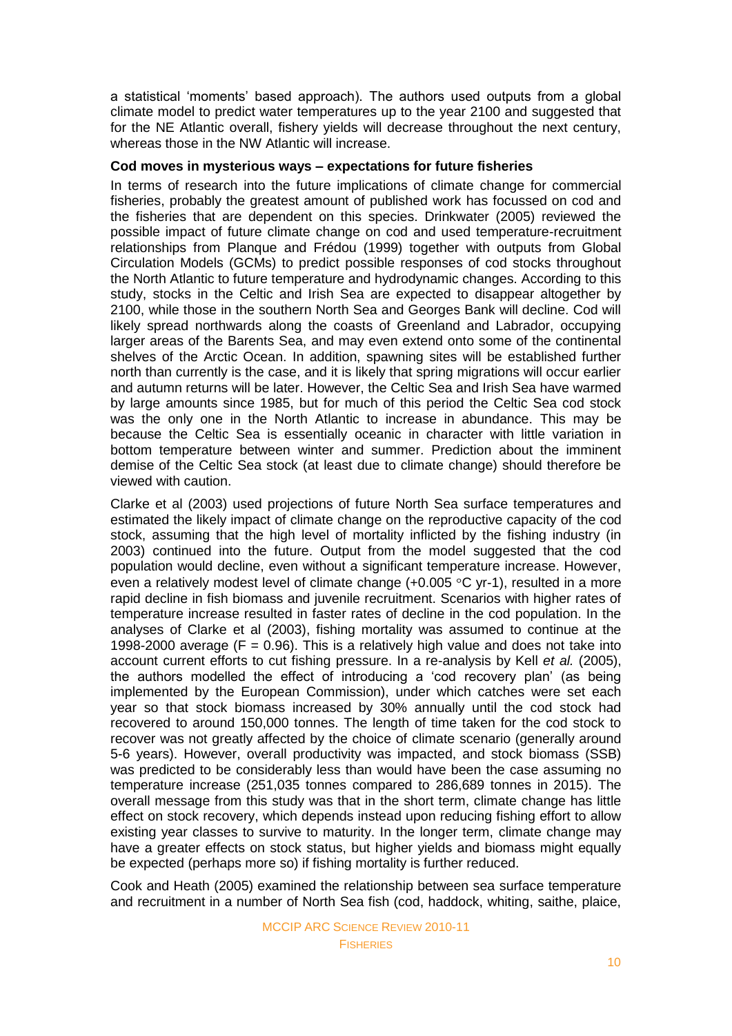a statistical 'moments' based approach). The authors used outputs from a global climate model to predict water temperatures up to the year 2100 and suggested that for the NE Atlantic overall, fishery yields will decrease throughout the next century, whereas those in the NW Atlantic will increase.

**Cod moves in mysterious ways – expectations for future fisheries**

In terms of research into the future implications of climate change for commercial fisheries, probably the greatest amount of published work has focussed on cod and the fisheries that are dependent on this species. Drinkwater (2005) reviewed the possible impact of future climate change on cod and used temperature-recruitment relationships from Planque and Frédou (1999) together with outputs from Global Circulation Models (GCMs) to predict possible responses of cod stocks throughout the North Atlantic to future temperature and hydrodynamic changes. According to this study, stocks in the Celtic and Irish Sea are expected to disappear altogether by 2100, while those in the southern North Sea and Georges Bank will decline. Cod will likely spread northwards along the coasts of Greenland and Labrador, occupying larger areas of the Barents Sea, and may even extend onto some of the continental shelves of the Arctic Ocean. In addition, spawning sites will be established further north than currently is the case, and it is likely that spring migrations will occur earlier and autumn returns will be later. However, the Celtic Sea and Irish Sea have warmed by large amounts since 1985, but for much of this period the Celtic Sea cod stock was the only one in the North Atlantic to increase in abundance. This may be because the Celtic Sea is essentially oceanic in character with little variation in bottom temperature between winter and summer. Prediction about the imminent demise of the Celtic Sea stock (at least due to climate change) should therefore be viewed with caution.

Clarke et al (2003) used projections of future North Sea surface temperatures and estimated the likely impact of climate change on the reproductive capacity of the cod stock, assuming that the high level of mortality inflicted by the fishing industry (in 2003) continued into the future. Output from the model suggested that the cod population would decline, even without a significant temperature increase. However, even a relatively modest level of climate change (+0.005 °C yr-1), resulted in a more rapid decline in fish biomass and juvenile recruitment. Scenarios with higher rates of temperature increase resulted in faster rates of decline in the cod population. In the analyses of Clarke et al (2003), fishing mortality was assumed to continue at the 1998-2000 average ($F = 0.96$). This is a relatively high value and does not take into account current efforts to cut fishing pressure. In a re-analysis by Kell *et al.* (2005), the authors modelled the effect of introducing a 'cod recovery plan' (as being implemented by the European Commission), under which catches were set each year so that stock biomass increased by 30% annually until the cod stock had recovered to around 150,000 tonnes. The length of time taken for the cod stock to recover was not greatly affected by the choice of climate scenario (generally around 5-6 years). However, overall productivity was impacted, and stock biomass (SSB) was predicted to be considerably less than would have been the case assuming no temperature increase (251,035 tonnes compared to 286,689 tonnes in 2015). The overall message from this study was that in the short term, climate change has little effect on stock recovery, which depends instead upon reducing fishing effort to allow existing year classes to survive to maturity. In the longer term, climate change may have a greater effects on stock status, but higher yields and biomass might equally be expected (perhaps more so) if fishing mortality is further reduced.

Cook and Heath (2005) examined the relationship between sea surface temperature and recruitment in a number of North Sea fish (cod, haddock, whiting, saithe, plaice,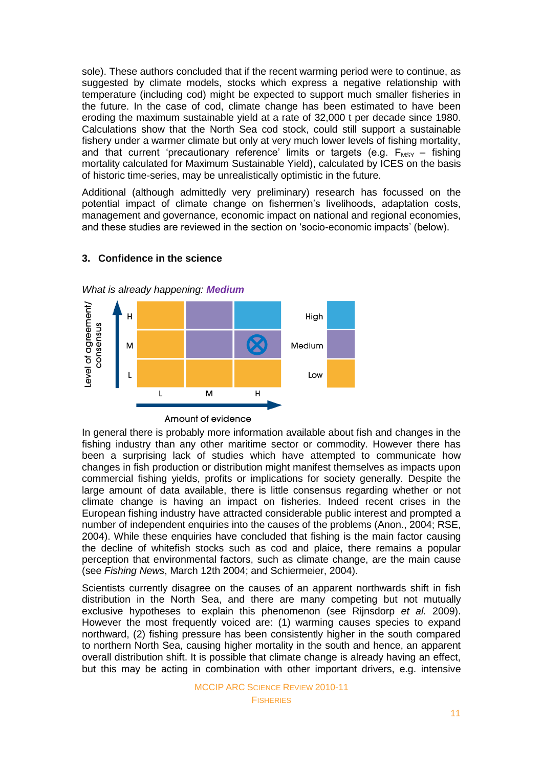sole). These authors concluded that if the recent warming period were to continue, as suggested by climate models, stocks which express a negative relationship with temperature (including cod) might be expected to support much smaller fisheries in the future. In the case of cod, climate change has been estimated to have been eroding the maximum sustainable yield at a rate of 32,000 t per decade since 1980. Calculations show that the North Sea cod stock, could still support a sustainable fishery under a warmer climate but only at very much lower levels of fishing mortality, and that current 'precautionary reference' limits or targets (e.g. $F_{MSY}$ – fishing mortality calculated for Maximum Sustainable Yield), calculated by ICES on the basis of historic time-series, may be unrealistically optimistic in the future.

Additional (although admittedly very preliminary) research has focussed on the potential impact of climate change on fishermen's livelihoods, adaptation costs, management and governance, economic impact on national and regional economies, and these studies are reviewed in the section on 'socio-economic impacts' (below).

### 3. Confidence in the science

*What is already happening:* ***Medium***

In general there is probably more information available about fish and changes in the fishing industry than any other maritime sector or commodity. However there has been a surprising lack of studies which have attempted to communicate how changes in fish production or distribution might manifest themselves as impacts upon commercial fishing yields, profits or implications for society generally. Despite the large amount of data available, there is little consensus regarding whether or not climate change is having an impact on fisheries. Indeed recent crises in the European fishing industry have attracted considerable public interest and prompted a number of independent enquiries into the causes of the problems (Anon., 2004; RSE, 2004). While these enquiries have concluded that fishing is the main factor causing the decline of whitefish stocks such as cod and plaice, there remains a popular perception that environmental factors, such as climate change, are the main cause (see *Fishing News*, March 12th 2004; and Schiermeier, 2004).

Scientists currently disagree on the causes of an apparent northwards shift in fish distribution in the North Sea, and there are many competing but not mutually exclusive hypotheses to explain this phenomenon (see Rijnsdorp *et al.* 2009). However the most frequently voiced are: (1) warming causes species to expand northward, (2) fishing pressure has been consistently higher in the south compared to northern North Sea, causing higher mortality in the south and hence, an apparent overall distribution shift. It is possible that climate change is already having an effect, but this may be acting in combination with other important drivers, e.g. intensive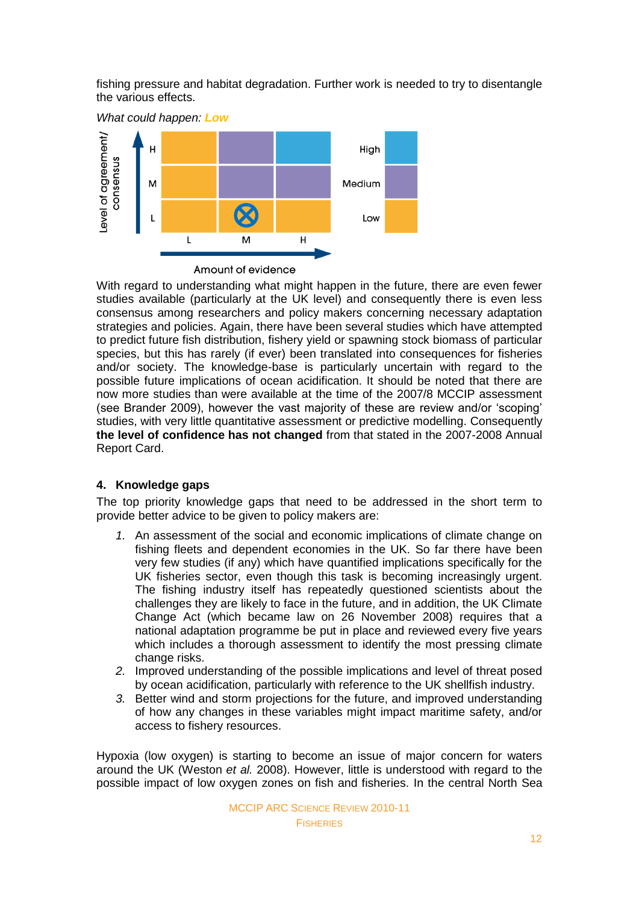fishing pressure and habitat degradation. Further work is needed to try to disentangle the various effects.

*What could happen:* **Low**

With regard to understanding what might happen in the future, there are even fewer studies available (particularly at the UK level) and consequently there is even less consensus among researchers and policy makers concerning necessary adaptation strategies and policies. Again, there have been several studies which have attempted to predict future fish distribution, fishery yield or spawning stock biomass of particular species, but this has rarely (if ever) been translated into consequences for fisheries and/or society. The knowledge-base is particularly uncertain with regard to the possible future implications of ocean acidification. It should be noted that there are now more studies than were available at the time of the 2007/8 MCCIP assessment (see Brander 2009), however the vast majority of these are review and/or 'scoping' studies, with very little quantitative assessment or predictive modelling. Consequently **the level of confidence has not changed** from that stated in the 2007-2008 Annual Report Card.

### 4. Knowledge gaps

The top priority knowledge gaps that need to be addressed in the short term to provide better advice to be given to policy makers are:

1. An assessment of the social and economic implications of climate change on fishing fleets and dependent economies in the UK. So far there have been very few studies (if any) which have quantified implications specifically for the UK fisheries sector, even though this task is becoming increasingly urgent. The fishing industry itself has repeatedly questioned scientists about the challenges they are likely to face in the future, and in addition, the UK Climate Change Act (which became law on 26 November 2008) requires that a national adaptation programme be put in place and reviewed every five years which includes a thorough assessment to identify the most pressing climate change risks.
2. Improved understanding of the possible implications and level of threat posed by ocean acidification, particularly with reference to the UK shellfish industry.
3. Better wind and storm projections for the future, and improved understanding of how any changes in these variables might impact maritime safety, and/or access to fishery resources.

Hypoxia (low oxygen) is starting to become an issue of major concern for waters around the UK (Weston *et al.* 2008). However, little is understood with regard to the possible impact of low oxygen zones on fish and fisheries. In the central North Sea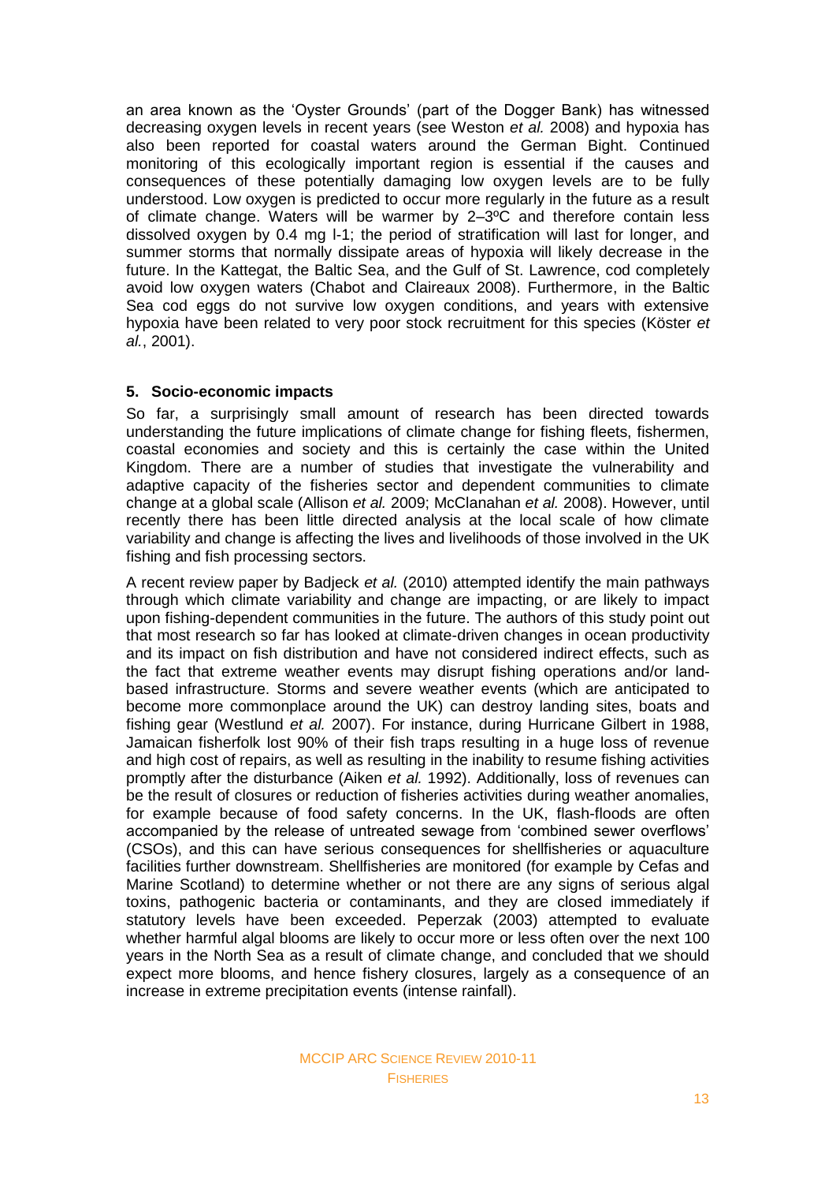an area known as the 'Oyster Grounds' (part of the Dogger Bank) has witnessed decreasing oxygen levels in recent years (see Weston *et al.* 2008) and hypoxia has also been reported for coastal waters around the German Bight. Continued monitoring of this ecologically important region is essential if the causes and consequences of these potentially damaging low oxygen levels are to be fully understood. Low oxygen is predicted to occur more regularly in the future as a result of climate change. Waters will be warmer by 2–3ºC and therefore contain less dissolved oxygen by 0.4 mg l-1; the period of stratification will last for longer, and summer storms that normally dissipate areas of hypoxia will likely decrease in the future. In the Kattegat, the Baltic Sea, and the Gulf of St. Lawrence, cod completely avoid low oxygen waters (Chabot and Claireaux 2008). Furthermore, in the Baltic Sea cod eggs do not survive low oxygen conditions, and years with extensive hypoxia have been related to very poor stock recruitment for this species (Köster *et al.*, 2001).

## 5. Socio-economic impacts

So far, a surprisingly small amount of research has been directed towards understanding the future implications of climate change for fishing fleets, fishermen, coastal economies and society and this is certainly the case within the United Kingdom. There are a number of studies that investigate the vulnerability and adaptive capacity of the fisheries sector and dependent communities to climate change at a global scale (Allison *et al.* 2009; McClanahan *et al.* 2008). However, until recently there has been little directed analysis at the local scale of how climate variability and change is affecting the lives and livelihoods of those involved in the UK fishing and fish processing sectors.

A recent review paper by Badjeck *et al.* (2010) attempted identify the main pathways through which climate variability and change are impacting, or are likely to impact upon fishing-dependent communities in the future. The authors of this study point out that most research so far has looked at climate-driven changes in ocean productivity and its impact on fish distribution and have not considered indirect effects, such as the fact that extreme weather events may disrupt fishing operations and/or land-based infrastructure. Storms and severe weather events (which are anticipated to become more commonplace around the UK) can destroy landing sites, boats and fishing gear (Westlund *et al.* 2007). For instance, during Hurricane Gilbert in 1988, Jamaican fisherfolk lost 90% of their fish traps resulting in a huge loss of revenue and high cost of repairs, as well as resulting in the inability to resume fishing activities promptly after the disturbance (Aiken *et al.* 1992). Additionally, loss of revenues can be the result of closures or reduction of fisheries activities during weather anomalies, for example because of food safety concerns. In the UK, flash-floods are often accompanied by the release of untreated sewage from 'combined sewer overflows' (CSOs), and this can have serious consequences for shellfisheries or aquaculture facilities further downstream. Shellfisheries are monitored (for example by Cefas and Marine Scotland) to determine whether or not there are any signs of serious algal toxins, pathogenic bacteria or contaminants, and they are closed immediately if statutory levels have been exceeded. Peperzak (2003) attempted to evaluate whether harmful algal blooms are likely to occur more or less often over the next 100 years in the North Sea as a result of climate change, and concluded that we should expect more blooms, and hence fishery closures, largely as a consequence of an increase in extreme precipitation events (intense rainfall).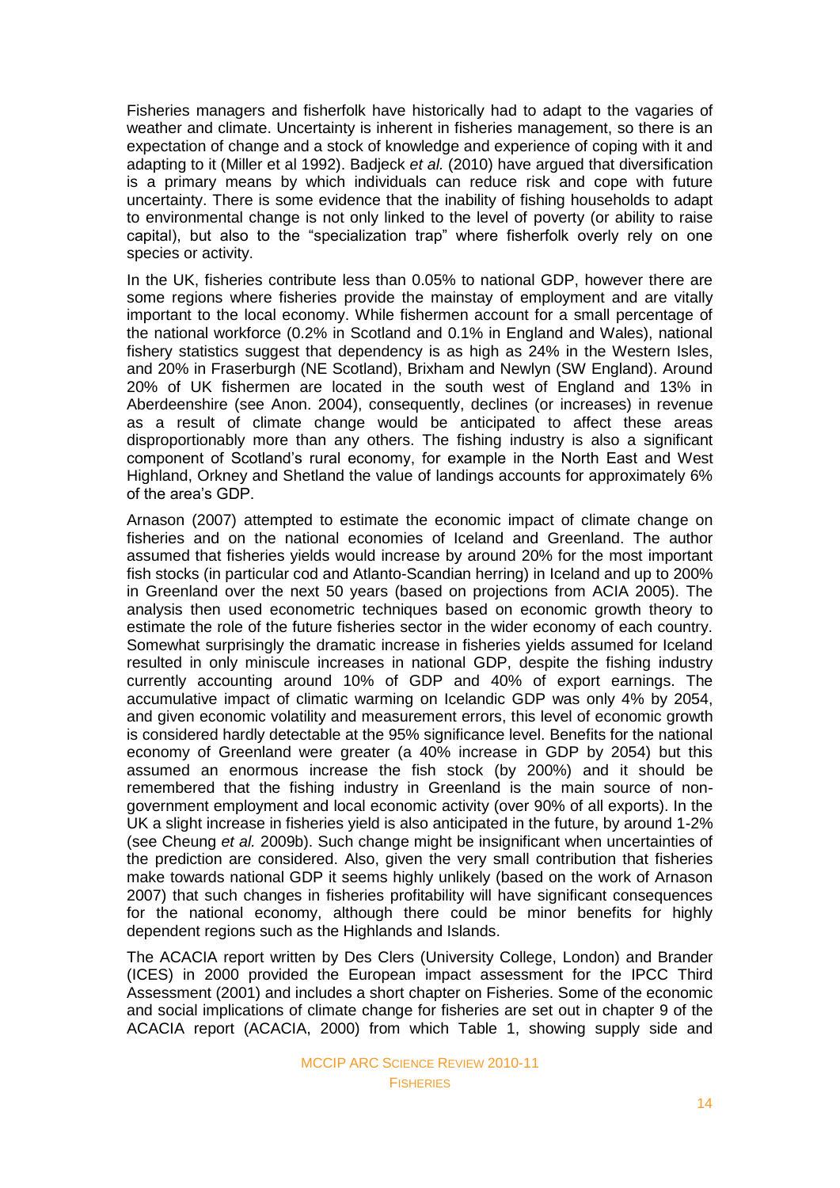Fisheries managers and fisherfolk have historically had to adapt to the vagaries of weather and climate. Uncertainty is inherent in fisheries management, so there is an expectation of change and a stock of knowledge and experience of coping with it and adapting to it (Miller et al 1992). Badjeck *et al.* (2010) have argued that diversification is a primary means by which individuals can reduce risk and cope with future uncertainty. There is some evidence that the inability of fishing households to adapt to environmental change is not only linked to the level of poverty (or ability to raise capital), but also to the "specialization trap" where fisherfolk overly rely on one species or activity.

In the UK, fisheries contribute less than 0.05% to national GDP, however there are some regions where fisheries provide the mainstay of employment and are vitally important to the local economy. While fishermen account for a small percentage of the national workforce (0.2% in Scotland and 0.1% in England and Wales), national fishery statistics suggest that dependency is as high as 24% in the Western Isles, and 20% in Fraserburgh (NE Scotland), Brixham and Newlyn (SW England). Around 20% of UK fishermen are located in the south west of England and 13% in Aberdeenshire (see Anon. 2004), consequently, declines (or increases) in revenue as a result of climate change would be anticipated to affect these areas disproportionably more than any others. The fishing industry is also a significant component of Scotland's rural economy, for example in the North East and West Highland, Orkney and Shetland the value of landings accounts for approximately 6% of the area's GDP.

Arnason (2007) attempted to estimate the economic impact of climate change on fisheries and on the national economies of Iceland and Greenland. The author assumed that fisheries yields would increase by around 20% for the most important fish stocks (in particular cod and Atlanto-Scandian herring) in Iceland and up to 200% in Greenland over the next 50 years (based on projections from ACIA 2005). The analysis then used econometric techniques based on economic growth theory to estimate the role of the future fisheries sector in the wider economy of each country. Somewhat surprisingly the dramatic increase in fisheries yields assumed for Iceland resulted in only miniscule increases in national GDP, despite the fishing industry currently accounting around 10% of GDP and 40% of export earnings. The accumulative impact of climatic warming on Icelandic GDP was only 4% by 2054, and given economic volatility and measurement errors, this level of economic growth is considered hardly detectable at the 95% significance level. Benefits for the national economy of Greenland were greater (a 40% increase in GDP by 2054) but this assumed an enormous increase the fish stock (by 200%) and it should be remembered that the fishing industry in Greenland is the main source of non-government employment and local economic activity (over 90% of all exports). In the UK a slight increase in fisheries yield is also anticipated in the future, by around 1-2% (see Cheung *et al.* 2009b). Such change might be insignificant when uncertainties of the prediction are considered. Also, given the very small contribution that fisheries make towards national GDP it seems highly unlikely (based on the work of Arnason 2007) that such changes in fisheries profitability will have significant consequences for the national economy, although there could be minor benefits for highly dependent regions such as the Highlands and Islands.

The ACACIA report written by Des Clers (University College, London) and Brander (ICES) in 2000 provided the European impact assessment for the IPCC Third Assessment (2001) and includes a short chapter on Fisheries. Some of the economic and social implications of climate change for fisheries are set out in chapter 9 of the ACACIA report (ACACIA, 2000) from which Table 1, showing supply side and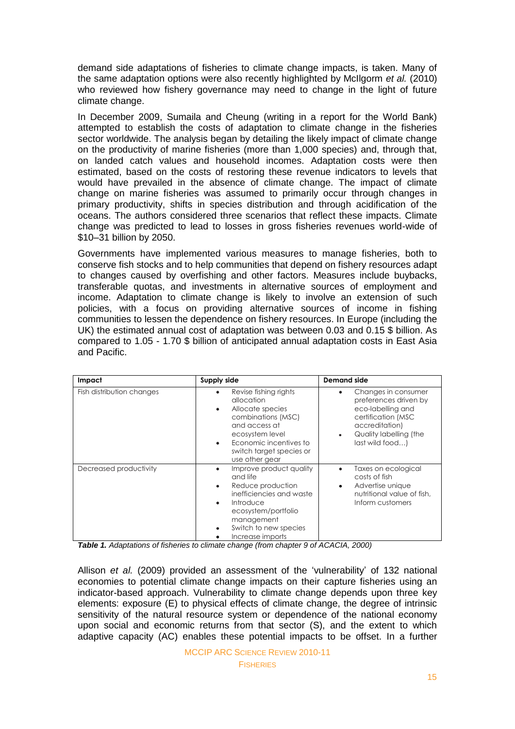demand side adaptations of fisheries to climate change impacts, is taken. Many of the same adaptation options were also recently highlighted by McIlgorm *et al.* (2010) who reviewed how fishery governance may need to change in the light of future climate change.

In December 2009, Sumaila and Cheung (writing in a report for the World Bank) attempted to establish the costs of adaptation to climate change in the fisheries sector worldwide. The analysis began by detailing the likely impact of climate change on the productivity of marine fisheries (more than 1,000 species) and, through that, on landed catch values and household incomes. Adaptation costs were then estimated, based on the costs of restoring these revenue indicators to levels that would have prevailed in the absence of climate change. The impact of climate change on marine fisheries was assumed to primarily occur through changes in primary productivity, shifts in species distribution and through acidification of the oceans. The authors considered three scenarios that reflect these impacts. Climate change was predicted to lead to losses in gross fisheries revenues world-wide of $10–31 billion by 2050.

Governments have implemented various measures to manage fisheries, both to conserve fish stocks and to help communities that depend on fishery resources adapt to changes caused by overfishing and other factors. Measures include buybacks, transferable quotas, and investments in alternative sources of employment and income. Adaptation to climate change is likely to involve an extension of such policies, with a focus on providing alternative sources of income in fishing communities to lessen the dependence on fishery resources. In Europe (including the UK) the estimated annual cost of adaptation was between 0.03 and 0.15 $ billion. As compared to 1.05 - 1.70 $ billion of anticipated annual adaptation costs in East Asia and Pacific.

| Impact | Supply side | Demand side |
|---|---|---|
| Fish distribution changes | • Revise fishing rights allocation<br>• Allocate species combinations (MSC) and access at ecosystem level<br>• Economic incentives to switch target species or use other gear | • Changes in consumer preferences driven by eco-labelling and certification (MSC accreditation)<br>• Quality labelling (the last wild food…) |
| Decreased productivity | • Improve product quality and life<br>• Reduce production inefficiencies and waste<br>• Introduce ecosystem/portfolio management<br>• Switch to new species<br>• Increase imports | • Taxes on ecological costs of fish<br>• Advertise unique nutritional value of fish, Inform customers |

***Table 1.*** *Adaptations of fisheries to climate change (from chapter 9 of ACACIA, 2000)*

Allison *et al.* (2009) provided an assessment of the 'vulnerability' of 132 national economies to potential climate change impacts on their capture fisheries using an indicator-based approach. Vulnerability to climate change depends upon three key elements: exposure (E) to physical effects of climate change, the degree of intrinsic sensitivity of the natural resource system or dependence of the national economy upon social and economic returns from that sector (S), and the extent to which adaptive capacity (AC) enables these potential impacts to be offset. In a further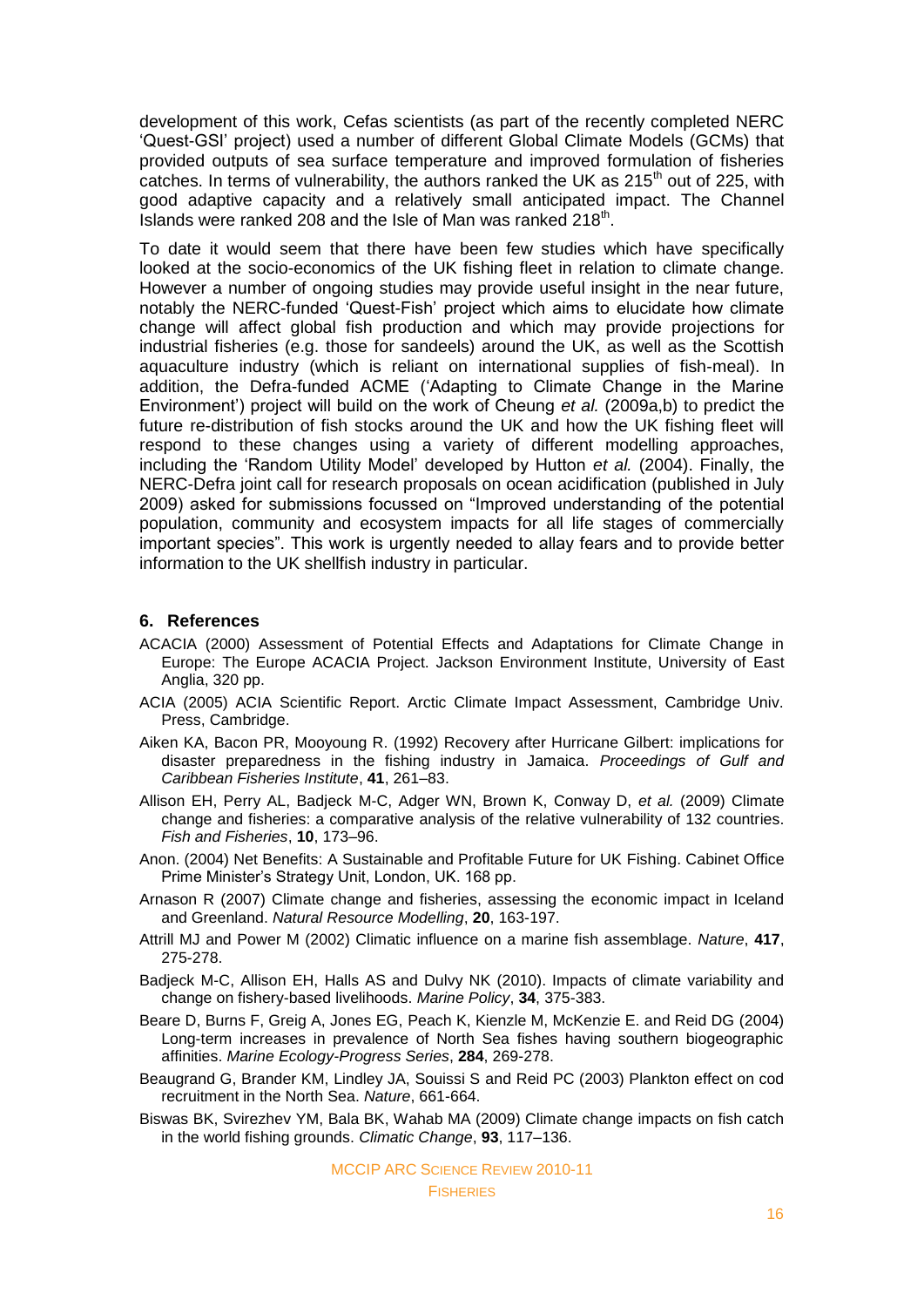development of this work, Cefas scientists (as part of the recently completed NERC 'Quest-GSI' project) used a number of different Global Climate Models (GCMs) that provided outputs of sea surface temperature and improved formulation of fisheries catches. In terms of vulnerability, the authors ranked the UK as 215th out of 225, with good adaptive capacity and a relatively small anticipated impact. The Channel Islands were ranked 208 and the Isle of Man was ranked 218th.

To date it would seem that there have been few studies which have specifically looked at the socio-economics of the UK fishing fleet in relation to climate change. However a number of ongoing studies may provide useful insight in the near future, notably the NERC-funded 'Quest-Fish' project which aims to elucidate how climate change will affect global fish production and which may provide projections for industrial fisheries (e.g. those for sandeels) around the UK, as well as the Scottish aquaculture industry (which is reliant on international supplies of fish-meal). In addition, the Defra-funded ACME ('Adapting to Climate Change in the Marine Environment') project will build on the work of Cheung *et al.* (2009a,b) to predict the future re-distribution of fish stocks around the UK and how the UK fishing fleet will respond to these changes using a variety of different modelling approaches, including the 'Random Utility Model' developed by Hutton *et al.* (2004). Finally, the NERC-Defra joint call for research proposals on ocean acidification (published in July 2009) asked for submissions focussed on "Improved understanding of the potential population, community and ecosystem impacts for all life stages of commercially important species". This work is urgently needed to allay fears and to provide better information to the UK shellfish industry in particular.

## 6. References

ACACIA (2000) Assessment of Potential Effects and Adaptations for Climate Change in Europe: The Europe ACACIA Project. Jackson Environment Institute, University of East Anglia, 320 pp.

ACIA (2005) ACIA Scientific Report. Arctic Climate Impact Assessment, Cambridge Univ. Press, Cambridge.

Aiken KA, Bacon PR, Mooyoung R. (1992) Recovery after Hurricane Gilbert: implications for disaster preparedness in the fishing industry in Jamaica. *Proceedings of Gulf and Caribbean Fisheries Institute*, **41**, 261–83.

Allison EH, Perry AL, Badjeck M-C, Adger WN, Brown K, Conway D, *et al.* (2009) Climate change and fisheries: a comparative analysis of the relative vulnerability of 132 countries. *Fish and Fisheries*, **10**, 173–96.

Anon. (2004) Net Benefits: A Sustainable and Profitable Future for UK Fishing. Cabinet Office Prime Minister's Strategy Unit, London, UK. 168 pp.

Arnason R (2007) Climate change and fisheries, assessing the economic impact in Iceland and Greenland. *Natural Resource Modelling*, **20**, 163-197.

Attrill MJ and Power M (2002) Climatic influence on a marine fish assemblage. *Nature*, **417**, 275-278.

Badjeck M-C, Allison EH, Halls AS and Dulvy NK (2010). Impacts of climate variability and change on fishery-based livelihoods. *Marine Policy*, **34**, 375-383.

Beare D, Burns F, Greig A, Jones EG, Peach K, Kienzle M, McKenzie E. and Reid DG (2004) Long-term increases in prevalence of North Sea fishes having southern biogeographic affinities. *Marine Ecology-Progress Series*, **284**, 269-278.

Beaugrand G, Brander KM, Lindley JA, Souissi S and Reid PC (2003) Plankton effect on cod recruitment in the North Sea. *Nature*, 661-664.

Biswas BK, Svirezhev YM, Bala BK, Wahab MA (2009) Climate change impacts on fish catch in the world fishing grounds. *Climatic Change*, **93**, 117–136.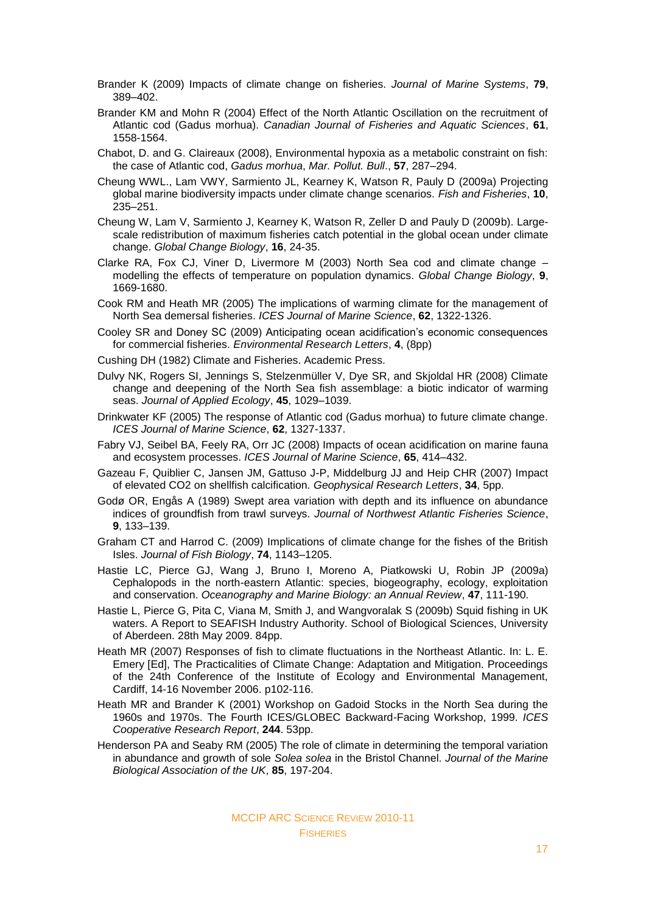Brander K (2009) Impacts of climate change on fisheries. *Journal of Marine Systems*, **79**, 389–402.

Brander KM and Mohn R (2004) Effect of the North Atlantic Oscillation on the recruitment of Atlantic cod (Gadus morhua). *Canadian Journal of Fisheries and Aquatic Sciences*, **61**, 1558-1564.

Chabot, D. and G. Claireaux (2008), Environmental hypoxia as a metabolic constraint on fish: the case of Atlantic cod, *Gadus morhua*, *Mar. Pollut. Bull*., **57**, 287–294.

Cheung WWL., Lam VWY, Sarmiento JL, Kearney K, Watson R, Pauly D (2009a) Projecting global marine biodiversity impacts under climate change scenarios. *Fish and Fisheries*, **10**, 235–251.

Cheung W, Lam V, Sarmiento J, Kearney K, Watson R, Zeller D and Pauly D (2009b). Large-scale redistribution of maximum fisheries catch potential in the global ocean under climate change. *Global Change Biology*, **16**, 24-35.

Clarke RA, Fox CJ, Viner D, Livermore M (2003) North Sea cod and climate change – modelling the effects of temperature on population dynamics. *Global Change Biology*, **9**, 1669-1680.

Cook RM and Heath MR (2005) The implications of warming climate for the management of North Sea demersal fisheries. *ICES Journal of Marine Science*, **62**, 1322-1326.

Cooley SR and Doney SC (2009) Anticipating ocean acidification's economic consequences for commercial fisheries. *Environmental Research Letters*, **4**, (8pp)

Cushing DH (1982) Climate and Fisheries. Academic Press.

Dulvy NK, Rogers SI, Jennings S, Stelzenmüller V, Dye SR, and Skjoldal HR (2008) Climate change and deepening of the North Sea fish assemblage: a biotic indicator of warming seas. *Journal of Applied Ecology*, **45**, 1029–1039.

Drinkwater KF (2005) The response of Atlantic cod (Gadus morhua) to future climate change. *ICES Journal of Marine Science*, **62**, 1327-1337.

Fabry VJ, Seibel BA, Feely RA, Orr JC (2008) Impacts of ocean acidification on marine fauna and ecosystem processes. *ICES Journal of Marine Science*, **65**, 414–432.

Gazeau F, Quiblier C, Jansen JM, Gattuso J-P, Middelburg JJ and Heip CHR (2007) Impact of elevated CO2 on shellfish calcification. *Geophysical Research Letters*, **34**, 5pp.

Godø OR, Engås A (1989) Swept area variation with depth and its influence on abundance indices of groundfish from trawl surveys. *Journal of Northwest Atlantic Fisheries Science*, **9**, 133–139.

Graham CT and Harrod C. (2009) Implications of climate change for the fishes of the British Isles. *Journal of Fish Biology*, **74**, 1143–1205.

Hastie LC, Pierce GJ, Wang J, Bruno I, Moreno A, Piatkowski U, Robin JP (2009a) Cephalopods in the north-eastern Atlantic: species, biogeography, ecology, exploitation and conservation. *Oceanography and Marine Biology: an Annual Review*, **47**, 111-190.

Hastie L, Pierce G, Pita C, Viana M, Smith J, and Wangvoralak S (2009b) Squid fishing in UK waters. A Report to SEAFISH Industry Authority. School of Biological Sciences, University of Aberdeen. 28th May 2009. 84pp.

Heath MR (2007) Responses of fish to climate fluctuations in the Northeast Atlantic. In: L. E. Emery [Ed], The Practicalities of Climate Change: Adaptation and Mitigation. Proceedings of the 24th Conference of the Institute of Ecology and Environmental Management, Cardiff, 14-16 November 2006. p102-116.

Heath MR and Brander K (2001) Workshop on Gadoid Stocks in the North Sea during the 1960s and 1970s. The Fourth ICES/GLOBEC Backward-Facing Workshop, 1999. *ICES Cooperative Research Report*, **244**. 53pp.

Henderson PA and Seaby RM (2005) The role of climate in determining the temporal variation in abundance and growth of sole *Solea solea* in the Bristol Channel. *Journal of the Marine Biological Association of the UK*, **85**, 197-204.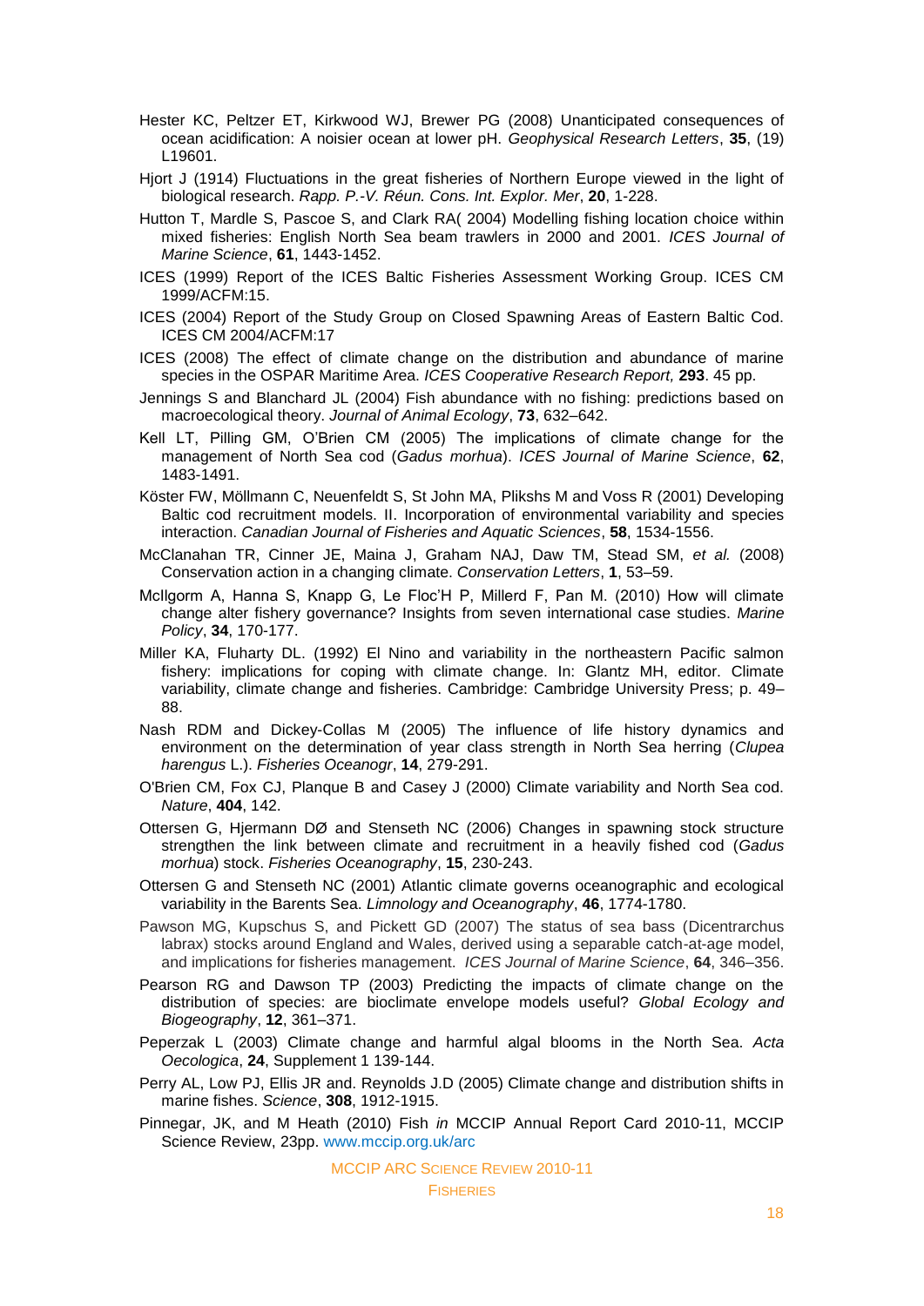Hester KC, Peltzer ET, Kirkwood WJ, Brewer PG (2008) Unanticipated consequences of ocean acidification: A noisier ocean at lower pH. *Geophysical Research Letters*, **35**, (19) L19601.

Hjort J (1914) Fluctuations in the great fisheries of Northern Europe viewed in the light of biological research. *Rapp. P.-V. Réun. Cons. Int. Explor. Mer*, **20**, 1-228.

Hutton T, Mardle S, Pascoe S, and Clark RA( 2004) Modelling fishing location choice within mixed fisheries: English North Sea beam trawlers in 2000 and 2001. *ICES Journal of Marine Science*, **61**, 1443-1452.

ICES (1999) Report of the ICES Baltic Fisheries Assessment Working Group. ICES CM 1999/ACFM:15.

ICES (2004) Report of the Study Group on Closed Spawning Areas of Eastern Baltic Cod. ICES CM 2004/ACFM:17

ICES (2008) The effect of climate change on the distribution and abundance of marine species in the OSPAR Maritime Area. *ICES Cooperative Research Report,* **293**. 45 pp.

Jennings S and Blanchard JL (2004) Fish abundance with no fishing: predictions based on macroecological theory. *Journal of Animal Ecology*, **73**, 632–642.

Kell LT, Pilling GM, O'Brien CM (2005) The implications of climate change for the management of North Sea cod (*Gadus morhua*). *ICES Journal of Marine Science*, **62**, 1483-1491.

Köster FW, Möllmann C, Neuenfeldt S, St John MA, Plikshs M and Voss R (2001) Developing Baltic cod recruitment models. II. Incorporation of environmental variability and species interaction. *Canadian Journal of Fisheries and Aquatic Sciences*, **58**, 1534-1556.

McClanahan TR, Cinner JE, Maina J, Graham NAJ, Daw TM, Stead SM, *et al.* (2008) Conservation action in a changing climate. *Conservation Letters*, **1**, 53–59.

McIlgorm A, Hanna S, Knapp G, Le Floc'H P, Millerd F, Pan M. (2010) How will climate change alter fishery governance? Insights from seven international case studies. *Marine Policy*, **34**, 170-177.

Miller KA, Fluharty DL. (1992) El Nino and variability in the northeastern Pacific salmon fishery: implications for coping with climate change. In: Glantz MH, editor. Climate variability, climate change and fisheries. Cambridge: Cambridge University Press; p. 49–88.

Nash RDM and Dickey-Collas M (2005) The influence of life history dynamics and environment on the determination of year class strength in North Sea herring (*Clupea harengus* L.). *Fisheries Oceanogr*, **14**, 279-291.

O'Brien CM, Fox CJ, Planque B and Casey J (2000) Climate variability and North Sea cod. *Nature*, **404**, 142.

Ottersen G, Hjermann DØ and Stenseth NC (2006) Changes in spawning stock structure strengthen the link between climate and recruitment in a heavily fished cod (*Gadus morhua*) stock. *Fisheries Oceanography*, **15**, 230-243.

Ottersen G and Stenseth NC (2001) Atlantic climate governs oceanographic and ecological variability in the Barents Sea. *Limnology and Oceanography*, **46**, 1774-1780.

Pawson MG, Kupschus S, and Pickett GD (2007) The status of sea bass (Dicentrarchus labrax) stocks around England and Wales, derived using a separable catch-at-age model, and implications for fisheries management. *ICES Journal of Marine Science*, **64**, 346–356.

Pearson RG and Dawson TP (2003) Predicting the impacts of climate change on the distribution of species: are bioclimate envelope models useful? *Global Ecology and Biogeography*, **12**, 361–371.

Peperzak L (2003) Climate change and harmful algal blooms in the North Sea. *Acta Oecologica*, **24**, Supplement 1 139-144.

Perry AL, Low PJ, Ellis JR and. Reynolds J.D (2005) Climate change and distribution shifts in marine fishes. *Science*, **308**, 1912-1915.

Pinnegar, JK, and M Heath (2010) Fish *in* MCCIP Annual Report Card 2010-11, MCCIP Science Review, 23pp. www.mccip.org.uk/arc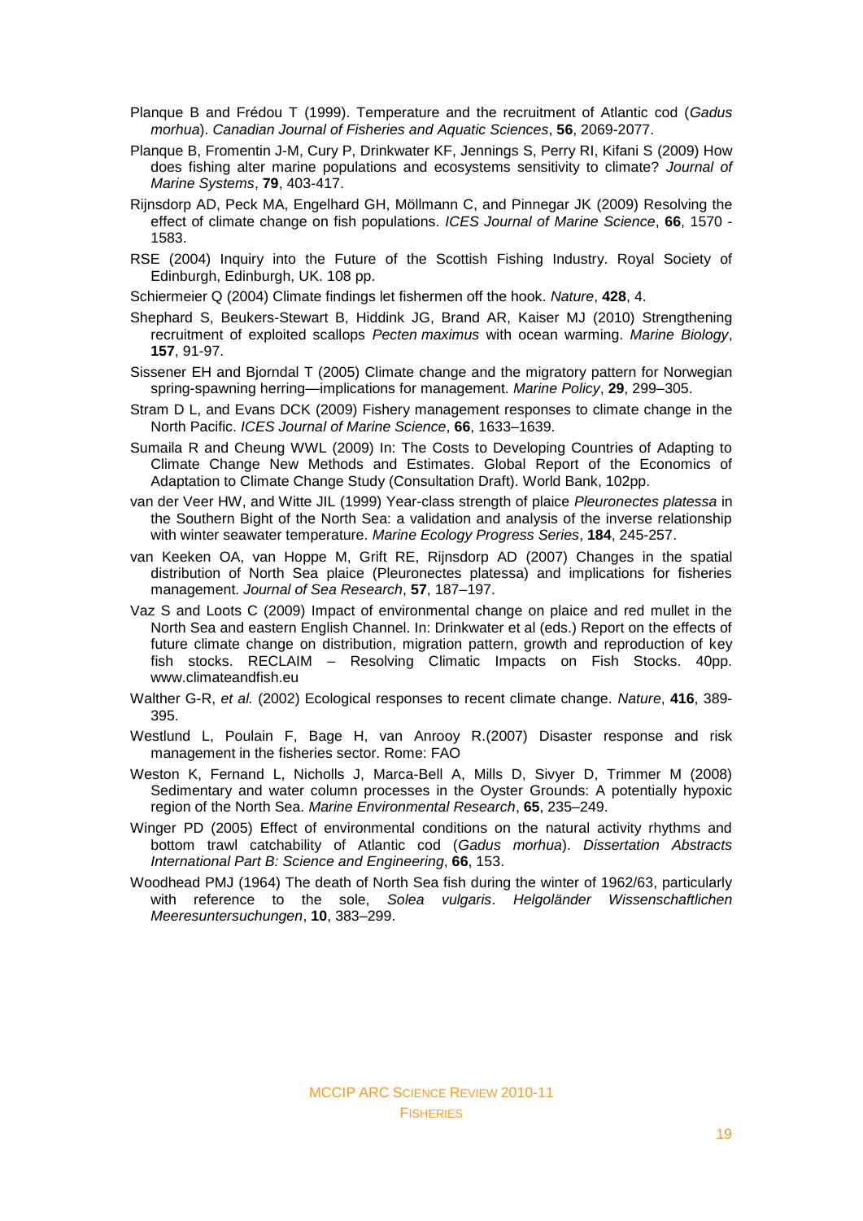Planque B and Frédou T (1999). Temperature and the recruitment of Atlantic cod (*Gadus morhua*). *Canadian Journal of Fisheries and Aquatic Sciences*, **56**, 2069-2077.

Planque B, Fromentin J-M, Cury P, Drinkwater KF, Jennings S, Perry RI, Kifani S (2009) How does fishing alter marine populations and ecosystems sensitivity to climate? *Journal of Marine Systems*, **79**, 403-417.

Rijnsdorp AD, Peck MA, Engelhard GH, Möllmann C, and Pinnegar JK (2009) Resolving the effect of climate change on fish populations. *ICES Journal of Marine Science*, **66**, 1570 - 1583.

RSE (2004) Inquiry into the Future of the Scottish Fishing Industry. Royal Society of Edinburgh, Edinburgh, UK. 108 pp.

Schiermeier Q (2004) Climate findings let fishermen off the hook. *Nature*, **428**, 4.

Shephard S, Beukers-Stewart B, Hiddink JG, Brand AR, Kaiser MJ (2010) Strengthening recruitment of exploited scallops *Pecten maximus* with ocean warming. *Marine Biology*, **157**, 91-97.

Sissener EH and Bjorndal T (2005) Climate change and the migratory pattern for Norwegian spring-spawning herring—implications for management. *Marine Policy*, **29**, 299–305.

Stram D L, and Evans DCK (2009) Fishery management responses to climate change in the North Pacific. *ICES Journal of Marine Science*, **66**, 1633–1639.

Sumaila R and Cheung WWL (2009) In: The Costs to Developing Countries of Adapting to Climate Change New Methods and Estimates. Global Report of the Economics of Adaptation to Climate Change Study (Consultation Draft). World Bank, 102pp.

van der Veer HW, and Witte JIL (1999) Year-class strength of plaice *Pleuronectes platessa* in the Southern Bight of the North Sea: a validation and analysis of the inverse relationship with winter seawater temperature. *Marine Ecology Progress Series*, **184**, 245-257.

van Keeken OA, van Hoppe M, Grift RE, Rijnsdorp AD (2007) Changes in the spatial distribution of North Sea plaice (Pleuronectes platessa) and implications for fisheries management. *Journal of Sea Research*, **57**, 187–197.

Vaz S and Loots C (2009) Impact of environmental change on plaice and red mullet in the North Sea and eastern English Channel. In: Drinkwater et al (eds.) Report on the effects of future climate change on distribution, migration pattern, growth and reproduction of key fish stocks. RECLAIM – Resolving Climatic Impacts on Fish Stocks. 40pp. www.climateandfish.eu

Walther G-R, *et al.* (2002) Ecological responses to recent climate change. *Nature*, **416**, 389-395.

Westlund L, Poulain F, Bage H, van Anrooy R.(2007) Disaster response and risk management in the fisheries sector. Rome: FAO

Weston K, Fernand L, Nicholls J, Marca-Bell A, Mills D, Sivyer D, Trimmer M (2008) Sedimentary and water column processes in the Oyster Grounds: A potentially hypoxic region of the North Sea. *Marine Environmental Research*, **65**, 235–249.

Winger PD (2005) Effect of environmental conditions on the natural activity rhythms and bottom trawl catchability of Atlantic cod (*Gadus morhua*). *Dissertation Abstracts International Part B: Science and Engineering*, **66**, 153.

Woodhead PMJ (1964) The death of North Sea fish during the winter of 1962/63, particularly with reference to the sole, *Solea vulgaris*. *Helgoländer Wissenschaftlichen Meeresuntersuchungen*, **10**, 383–299.